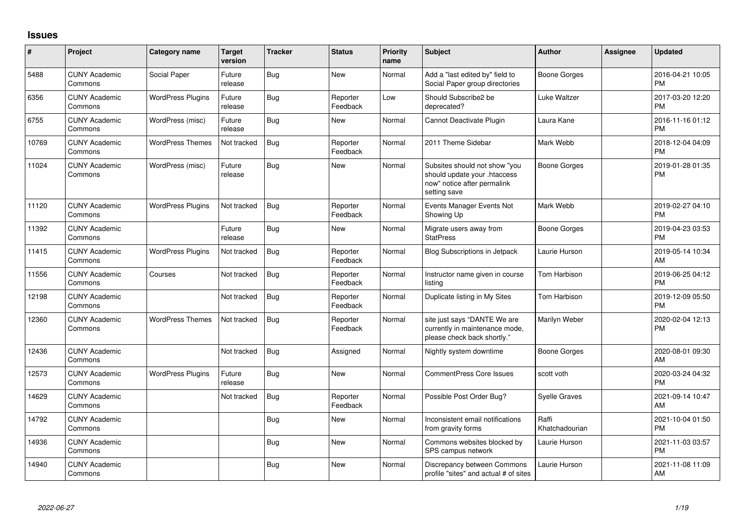# Issues

| # | Project | Category name | Target version | Tracker | Status | Priority name | Subject | Author | Assignee | Updated |
|---|---|---|---|---|---|---|---|---|---|---|
| 5488 | CUNY Academic Commons | Social Paper | Future release | Bug | New | Normal | Add a "last edited by" field to Social Paper group directories | Boone Gorges | | 2016-04-21 10:05 PM |
| 6356 | CUNY Academic Commons | WordPress Plugins | Future release | Bug | Reporter Feedback | Low | Should Subscribe2 be deprecated? | Luke Waltzer | | 2017-03-20 12:20 PM |
| 6755 | CUNY Academic Commons | WordPress (misc) | Future release | Bug | New | Normal | Cannot Deactivate Plugin | Laura Kane | | 2016-11-16 01:12 PM |
| 10769 | CUNY Academic Commons | WordPress Themes | Not tracked | Bug | Reporter Feedback | Normal | 2011 Theme Sidebar | Mark Webb | | 2018-12-04 04:09 PM |
| 11024 | CUNY Academic Commons | WordPress (misc) | Future release | Bug | New | Normal | Subsites should not show "you should update your .htaccess now" notice after permalink setting save | Boone Gorges | | 2019-01-28 01:35 PM |
| 11120 | CUNY Academic Commons | WordPress Plugins | Not tracked | Bug | Reporter Feedback | Normal | Events Manager Events Not Showing Up | Mark Webb | | 2019-02-27 04:10 PM |
| 11392 | CUNY Academic Commons | | Future release | Bug | New | Normal | Migrate users away from StatPress | Boone Gorges | | 2019-04-23 03:53 PM |
| 11415 | CUNY Academic Commons | WordPress Plugins | Not tracked | Bug | Reporter Feedback | Normal | Blog Subscriptions in Jetpack | Laurie Hurson | | 2019-05-14 10:34 AM |
| 11556 | CUNY Academic Commons | Courses | Not tracked | Bug | Reporter Feedback | Normal | Instructor name given in course listing | Tom Harbison | | 2019-06-25 04:12 PM |
| 12198 | CUNY Academic Commons | | Not tracked | Bug | Reporter Feedback | Normal | Duplicate listing in My Sites | Tom Harbison | | 2019-12-09 05:50 PM |
| 12360 | CUNY Academic Commons | WordPress Themes | Not tracked | Bug | Reporter Feedback | Normal | site just says "DANTE We are currently in maintenance mode, please check back shortly." | Marilyn Weber | | 2020-02-04 12:13 PM |
| 12436 | CUNY Academic Commons | | Not tracked | Bug | Assigned | Normal | Nightly system downtime | Boone Gorges | | 2020-08-01 09:30 AM |
| 12573 | CUNY Academic Commons | WordPress Plugins | Future release | Bug | New | Normal | CommentPress Core Issues | scott voth | | 2020-03-24 04:32 PM |
| 14629 | CUNY Academic Commons | | Not tracked | Bug | Reporter Feedback | Normal | Possible Post Order Bug? | Syelle Graves | | 2021-09-14 10:47 AM |
| 14792 | CUNY Academic Commons | | | Bug | New | Normal | Inconsistent email notifications from gravity forms | Raffi Khatchadourian | | 2021-10-04 01:50 PM |
| 14936 | CUNY Academic Commons | | | Bug | New | Normal | Commons websites blocked by SPS campus network | Laurie Hurson | | 2021-11-03 03:57 PM |
| 14940 | CUNY Academic Commons | | | Bug | New | Normal | Discrepancy between Commons profile "sites" and actual # of sites | Laurie Hurson | | 2021-11-08 11:09 AM |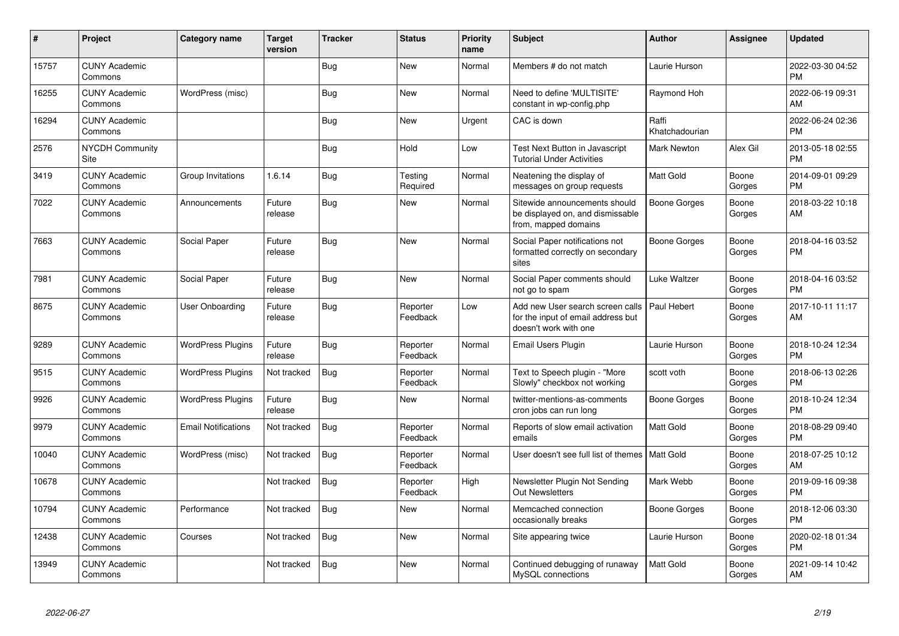| # | Project | Category name | Target version | Tracker | Status | Priority name | Subject | Author | Assignee | Updated |
|---|---|---|---|---|---|---|---|---|---|---|
| 15757 | CUNY Academic Commons | | | Bug | New | Normal | Members # do not match | Laurie Hurson | | 2022-03-30 04:52 PM |
| 16255 | CUNY Academic Commons | WordPress (misc) | | Bug | New | Normal | Need to define 'MULTISITE' constant in wp-config.php | Raymond Hoh | | 2022-06-19 09:31 AM |
| 16294 | CUNY Academic Commons | | | Bug | New | Urgent | CAC is down | Raffi Khatchadourian | | 2022-06-24 02:36 PM |
| 2576 | NYCDH Community Site | | | Bug | Hold | Low | Test Next Button in Javascript Tutorial Under Activities | Mark Newton | Alex Gil | 2013-05-18 02:55 PM |
| 3419 | CUNY Academic Commons | Group Invitations | 1.6.14 | Bug | Testing Required | Normal | Neatening the display of messages on group requests | Matt Gold | Boone Gorges | 2014-09-01 09:29 PM |
| 7022 | CUNY Academic Commons | Announcements | Future release | Bug | New | Normal | Sitewide announcements should be displayed on, and dismissable from, mapped domains | Boone Gorges | Boone Gorges | 2018-03-22 10:18 AM |
| 7663 | CUNY Academic Commons | Social Paper | Future release | Bug | New | Normal | Social Paper notifications not formatted correctly on secondary sites | Boone Gorges | Boone Gorges | 2018-04-16 03:52 PM |
| 7981 | CUNY Academic Commons | Social Paper | Future release | Bug | New | Normal | Social Paper comments should not go to spam | Luke Waltzer | Boone Gorges | 2018-04-16 03:52 PM |
| 8675 | CUNY Academic Commons | User Onboarding | Future release | Bug | Reporter Feedback | Low | Add new User search screen calls for the input of email address but doesn't work with one | Paul Hebert | Boone Gorges | 2017-10-11 11:17 AM |
| 9289 | CUNY Academic Commons | WordPress Plugins | Future release | Bug | Reporter Feedback | Normal | Email Users Plugin | Laurie Hurson | Boone Gorges | 2018-10-24 12:34 PM |
| 9515 | CUNY Academic Commons | WordPress Plugins | Not tracked | Bug | Reporter Feedback | Normal | Text to Speech plugin - "More Slowly" checkbox not working | scott voth | Boone Gorges | 2018-06-13 02:26 PM |
| 9926 | CUNY Academic Commons | WordPress Plugins | Future release | Bug | New | Normal | twitter-mentions-as-comments cron jobs can run long | Boone Gorges | Boone Gorges | 2018-10-24 12:34 PM |
| 9979 | CUNY Academic Commons | Email Notifications | Not tracked | Bug | Reporter Feedback | Normal | Reports of slow email activation emails | Matt Gold | Boone Gorges | 2018-08-29 09:40 PM |
| 10040 | CUNY Academic Commons | WordPress (misc) | Not tracked | Bug | Reporter Feedback | Normal | User doesn't see full list of themes | Matt Gold | Boone Gorges | 2018-07-25 10:12 AM |
| 10678 | CUNY Academic Commons | | Not tracked | Bug | Reporter Feedback | High | Newsletter Plugin Not Sending Out Newsletters | Mark Webb | Boone Gorges | 2019-09-16 09:38 PM |
| 10794 | CUNY Academic Commons | Performance | Not tracked | Bug | New | Normal | Memcached connection occasionally breaks | Boone Gorges | Boone Gorges | 2018-12-06 03:30 PM |
| 12438 | CUNY Academic Commons | Courses | Not tracked | Bug | New | Normal | Site appearing twice | Laurie Hurson | Boone Gorges | 2020-02-18 01:34 PM |
| 13949 | CUNY Academic Commons | | Not tracked | Bug | New | Normal | Continued debugging of runaway MySQL connections | Matt Gold | Boone Gorges | 2021-09-14 10:42 AM |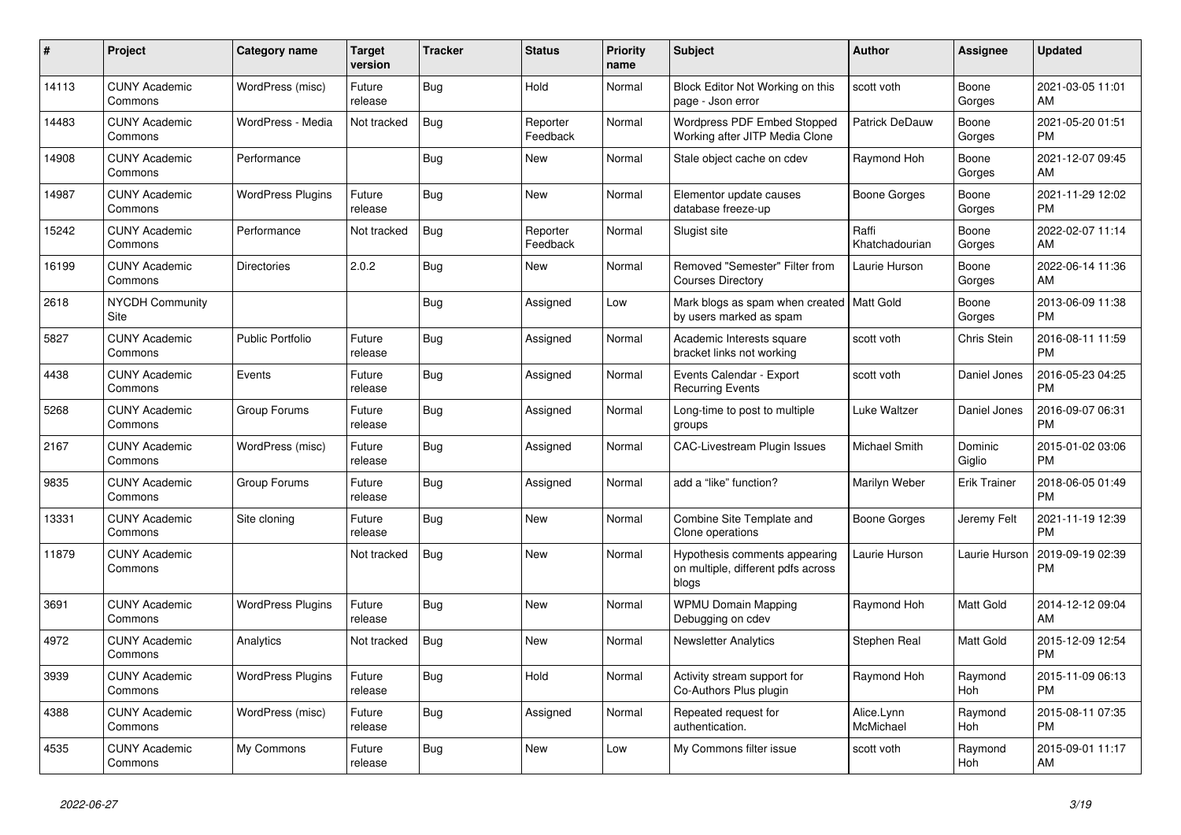| # | Project | Category name | Target version | Tracker | Status | Priority name | Subject | Author | Assignee | Updated |
|---|---|---|---|---|---|---|---|---|---|---|
| 14113 | CUNY Academic Commons | WordPress (misc) | Future release | Bug | Hold | Normal | Block Editor Not Working on this page - Json error | scott voth | Boone Gorges | 2021-03-05 11:01 AM |
| 14483 | CUNY Academic Commons | WordPress - Media | Not tracked | Bug | Reporter Feedback | Normal | Wordpress PDF Embed Stopped Working after JITP Media Clone | Patrick DeDauw | Boone Gorges | 2021-05-20 01:51 PM |
| 14908 | CUNY Academic Commons | Performance | | Bug | New | Normal | Stale object cache on cdev | Raymond Hoh | Boone Gorges | 2021-12-07 09:45 AM |
| 14987 | CUNY Academic Commons | WordPress Plugins | Future release | Bug | New | Normal | Elementor update causes database freeze-up | Boone Gorges | Boone Gorges | 2021-11-29 12:02 PM |
| 15242 | CUNY Academic Commons | Performance | Not tracked | Bug | Reporter Feedback | Normal | Slugist site | Raffi Khatchadourian | Boone Gorges | 2022-02-07 11:14 AM |
| 16199 | CUNY Academic Commons | Directories | 2.0.2 | Bug | New | Normal | Removed "Semester" Filter from Courses Directory | Laurie Hurson | Boone Gorges | 2022-06-14 11:36 AM |
| 2618 | NYCDH Community Site | | | Bug | Assigned | Low | Mark blogs as spam when created by users marked as spam | Matt Gold | Boone Gorges | 2013-06-09 11:38 PM |
| 5827 | CUNY Academic Commons | Public Portfolio | Future release | Bug | Assigned | Normal | Academic Interests square bracket links not working | scott voth | Chris Stein | 2016-08-11 11:59 PM |
| 4438 | CUNY Academic Commons | Events | Future release | Bug | Assigned | Normal | Events Calendar - Export Recurring Events | scott voth | Daniel Jones | 2016-05-23 04:25 PM |
| 5268 | CUNY Academic Commons | Group Forums | Future release | Bug | Assigned | Normal | Long-time to post to multiple groups | Luke Waltzer | Daniel Jones | 2016-09-07 06:31 PM |
| 2167 | CUNY Academic Commons | WordPress (misc) | Future release | Bug | Assigned | Normal | CAC-Livestream Plugin Issues | Michael Smith | Dominic Giglio | 2015-01-02 03:06 PM |
| 9835 | CUNY Academic Commons | Group Forums | Future release | Bug | Assigned | Normal | add a "like" function? | Marilyn Weber | Erik Trainer | 2018-06-05 01:49 PM |
| 13331 | CUNY Academic Commons | Site cloning | Future release | Bug | New | Normal | Combine Site Template and Clone operations | Boone Gorges | Jeremy Felt | 2021-11-19 12:39 PM |
| 11879 | CUNY Academic Commons | | Not tracked | Bug | New | Normal | Hypothesis comments appearing on multiple, different pdfs across blogs | Laurie Hurson | Laurie Hurson | 2019-09-19 02:39 PM |
| 3691 | CUNY Academic Commons | WordPress Plugins | Future release | Bug | New | Normal | WPMU Domain Mapping Debugging on cdev | Raymond Hoh | Matt Gold | 2014-12-12 09:04 AM |
| 4972 | CUNY Academic Commons | Analytics | Not tracked | Bug | New | Normal | Newsletter Analytics | Stephen Real | Matt Gold | 2015-12-09 12:54 PM |
| 3939 | CUNY Academic Commons | WordPress Plugins | Future release | Bug | Hold | Normal | Activity stream support for Co-Authors Plus plugin | Raymond Hoh | Raymond Hoh | 2015-11-09 06:13 PM |
| 4388 | CUNY Academic Commons | WordPress (misc) | Future release | Bug | Assigned | Normal | Repeated request for authentication. | Alice.Lynn McMichael | Raymond Hoh | 2015-08-11 07:35 PM |
| 4535 | CUNY Academic Commons | My Commons | Future release | Bug | New | Low | My Commons filter issue | scott voth | Raymond Hoh | 2015-09-01 11:17 AM |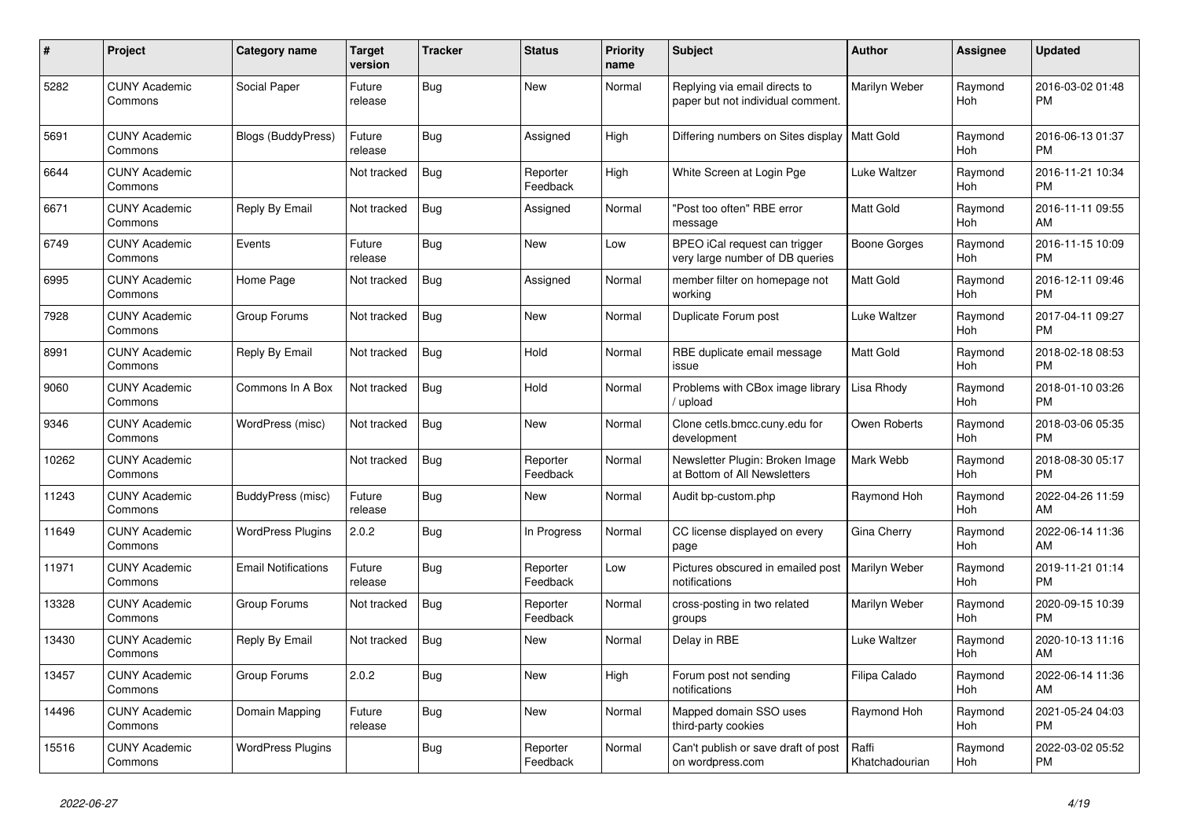| # | Project | Category name | Target version | Tracker | Status | Priority name | Subject | Author | Assignee | Updated |
|---|---|---|---|---|---|---|---|---|---|---|
| 5282 | CUNY Academic Commons | Social Paper | Future release | Bug | New | Normal | Replying via email directs to paper but not individual comment. | Marilyn Weber | Raymond Hoh | 2016-03-02 01:48 PM |
| 5691 | CUNY Academic Commons | Blogs (BuddyPress) | Future release | Bug | Assigned | High | Differing numbers on Sites display | Matt Gold | Raymond Hoh | 2016-06-13 01:37 PM |
| 6644 | CUNY Academic Commons | | Not tracked | Bug | Reporter Feedback | High | White Screen at Login Pge | Luke Waltzer | Raymond Hoh | 2016-11-21 10:34 PM |
| 6671 | CUNY Academic Commons | Reply By Email | Not tracked | Bug | Assigned | Normal | "Post too often" RBE error message | Matt Gold | Raymond Hoh | 2016-11-11 09:55 AM |
| 6749 | CUNY Academic Commons | Events | Future release | Bug | New | Low | BPEO iCal request can trigger very large number of DB queries | Boone Gorges | Raymond Hoh | 2016-11-15 10:09 PM |
| 6995 | CUNY Academic Commons | Home Page | Not tracked | Bug | Assigned | Normal | member filter on homepage not working | Matt Gold | Raymond Hoh | 2016-12-11 09:46 PM |
| 7928 | CUNY Academic Commons | Group Forums | Not tracked | Bug | New | Normal | Duplicate Forum post | Luke Waltzer | Raymond Hoh | 2017-04-11 09:27 PM |
| 8991 | CUNY Academic Commons | Reply By Email | Not tracked | Bug | Hold | Normal | RBE duplicate email message issue | Matt Gold | Raymond Hoh | 2018-02-18 08:53 PM |
| 9060 | CUNY Academic Commons | Commons In A Box | Not tracked | Bug | Hold | Normal | Problems with CBox image library / upload | Lisa Rhody | Raymond Hoh | 2018-01-10 03:26 PM |
| 9346 | CUNY Academic Commons | WordPress (misc) | Not tracked | Bug | New | Normal | Clone cetls.bmcc.cuny.edu for development | Owen Roberts | Raymond Hoh | 2018-03-06 05:35 PM |
| 10262 | CUNY Academic Commons | | Not tracked | Bug | Reporter Feedback | Normal | Newsletter Plugin: Broken Image at Bottom of All Newsletters | Mark Webb | Raymond Hoh | 2018-08-30 05:17 PM |
| 11243 | CUNY Academic Commons | BuddyPress (misc) | Future release | Bug | New | Normal | Audit bp-custom.php | Raymond Hoh | Raymond Hoh | 2022-04-26 11:59 AM |
| 11649 | CUNY Academic Commons | WordPress Plugins | 2.0.2 | Bug | In Progress | Normal | CC license displayed on every page | Gina Cherry | Raymond Hoh | 2022-06-14 11:36 AM |
| 11971 | CUNY Academic Commons | Email Notifications | Future release | Bug | Reporter Feedback | Low | Pictures obscured in emailed post notifications | Marilyn Weber | Raymond Hoh | 2019-11-21 01:14 PM |
| 13328 | CUNY Academic Commons | Group Forums | Not tracked | Bug | Reporter Feedback | Normal | cross-posting in two related groups | Marilyn Weber | Raymond Hoh | 2020-09-15 10:39 PM |
| 13430 | CUNY Academic Commons | Reply By Email | Not tracked | Bug | New | Normal | Delay in RBE | Luke Waltzer | Raymond Hoh | 2020-10-13 11:16 AM |
| 13457 | CUNY Academic Commons | Group Forums | 2.0.2 | Bug | New | High | Forum post not sending notifications | Filipa Calado | Raymond Hoh | 2022-06-14 11:36 AM |
| 14496 | CUNY Academic Commons | Domain Mapping | Future release | Bug | New | Normal | Mapped domain SSO uses third-party cookies | Raymond Hoh | Raymond Hoh | 2021-05-24 04:03 PM |
| 15516 | CUNY Academic Commons | WordPress Plugins | | Bug | Reporter Feedback | Normal | Can't publish or save draft of post on wordpress.com | Raffi Khatchadourian | Raymond Hoh | 2022-03-02 05:52 PM |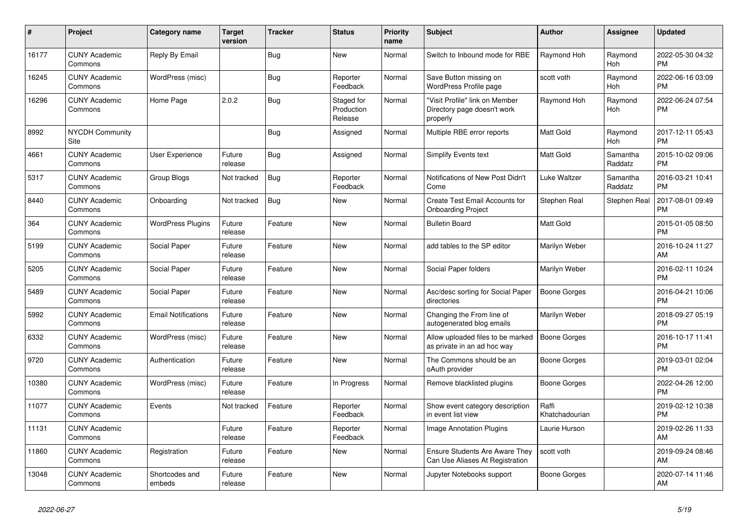| # | Project | Category name | Target version | Tracker | Status | Priority name | Subject | Author | Assignee | Updated |
|---|---|---|---|---|---|---|---|---|---|---|
| 16177 | CUNY Academic Commons | Reply By Email | | Bug | New | Normal | Switch to Inbound mode for RBE | Raymond Hoh | Raymond Hoh | 2022-05-30 04:32 PM |
| 16245 | CUNY Academic Commons | WordPress (misc) | | Bug | Reporter Feedback | Normal | Save Button missing on WordPress Profile page | scott voth | Raymond Hoh | 2022-06-16 03:09 PM |
| 16296 | CUNY Academic Commons | Home Page | 2.0.2 | Bug | Staged for Production Release | Normal | "Visit Profile" link on Member Directory page doesn't work properly | Raymond Hoh | Raymond Hoh | 2022-06-24 07:54 PM |
| 8992 | NYCDH Community Site | | | Bug | Assigned | Normal | Multiple RBE error reports | Matt Gold | Raymond Hoh | 2017-12-11 05:43 PM |
| 4661 | CUNY Academic Commons | User Experience | Future release | Bug | Assigned | Normal | Simplify Events text | Matt Gold | Samantha Raddatz | 2015-10-02 09:06 PM |
| 5317 | CUNY Academic Commons | Group Blogs | Not tracked | Bug | Reporter Feedback | Normal | Notifications of New Post Didn't Come | Luke Waltzer | Samantha Raddatz | 2016-03-21 10:41 PM |
| 8440 | CUNY Academic Commons | Onboarding | Not tracked | Bug | New | Normal | Create Test Email Accounts for Onboarding Project | Stephen Real | Stephen Real | 2017-08-01 09:49 PM |
| 364 | CUNY Academic Commons | WordPress Plugins | Future release | Feature | New | Normal | Bulletin Board | Matt Gold | | 2015-01-05 08:50 PM |
| 5199 | CUNY Academic Commons | Social Paper | Future release | Feature | New | Normal | add tables to the SP editor | Marilyn Weber | | 2016-10-24 11:27 AM |
| 5205 | CUNY Academic Commons | Social Paper | Future release | Feature | New | Normal | Social Paper folders | Marilyn Weber | | 2016-02-11 10:24 PM |
| 5489 | CUNY Academic Commons | Social Paper | Future release | Feature | New | Normal | Asc/desc sorting for Social Paper directories | Boone Gorges | | 2016-04-21 10:06 PM |
| 5992 | CUNY Academic Commons | Email Notifications | Future release | Feature | New | Normal | Changing the From line of autogenerated blog emails | Marilyn Weber | | 2018-09-27 05:19 PM |
| 6332 | CUNY Academic Commons | WordPress (misc) | Future release | Feature | New | Normal | Allow uploaded files to be marked as private in an ad hoc way | Boone Gorges | | 2016-10-17 11:41 PM |
| 9720 | CUNY Academic Commons | Authentication | Future release | Feature | New | Normal | The Commons should be an oAuth provider | Boone Gorges | | 2019-03-01 02:04 PM |
| 10380 | CUNY Academic Commons | WordPress (misc) | Future release | Feature | In Progress | Normal | Remove blacklisted plugins | Boone Gorges | | 2022-04-26 12:00 PM |
| 11077 | CUNY Academic Commons | Events | Not tracked | Feature | Reporter Feedback | Normal | Show event category description in event list view | Raffi Khatchadourian | | 2019-02-12 10:38 PM |
| 11131 | CUNY Academic Commons | | Future release | Feature | Reporter Feedback | Normal | Image Annotation Plugins | Laurie Hurson | | 2019-02-26 11:33 AM |
| 11860 | CUNY Academic Commons | Registration | Future release | Feature | New | Normal | Ensure Students Are Aware They Can Use Aliases At Registration | scott voth | | 2019-09-24 08:46 AM |
| 13048 | CUNY Academic Commons | Shortcodes and embeds | Future release | Feature | New | Normal | Jupyter Notebooks support | Boone Gorges | | 2020-07-14 11:46 AM |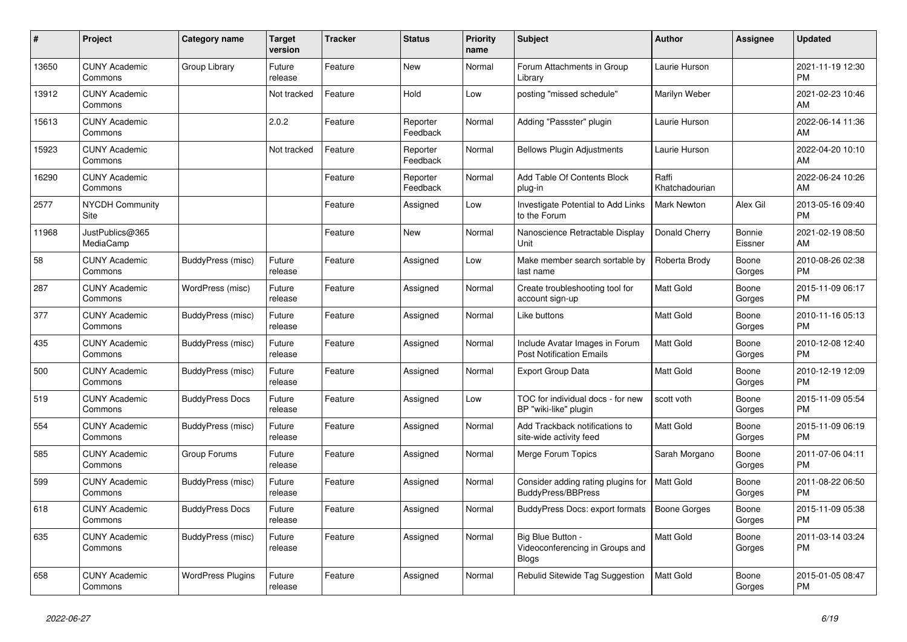| # | Project | Category name | Target version | Tracker | Status | Priority name | Subject | Author | Assignee | Updated |
|---|---|---|---|---|---|---|---|---|---|---|
| 13650 | CUNY Academic Commons | Group Library | Future release | Feature | New | Normal | Forum Attachments in Group Library | Laurie Hurson | | 2021-11-19 12:30 PM |
| 13912 | CUNY Academic Commons | | Not tracked | Feature | Hold | Low | posting "missed schedule" | Marilyn Weber | | 2021-02-23 10:46 AM |
| 15613 | CUNY Academic Commons | | 2.0.2 | Feature | Reporter Feedback | Normal | Adding "Passster" plugin | Laurie Hurson | | 2022-06-14 11:36 AM |
| 15923 | CUNY Academic Commons | | Not tracked | Feature | Reporter Feedback | Normal | Bellows Plugin Adjustments | Laurie Hurson | | 2022-04-20 10:10 AM |
| 16290 | CUNY Academic Commons | | | Feature | Reporter Feedback | Normal | Add Table Of Contents Block plug-in | Raffi Khatchadourian | | 2022-06-24 10:26 AM |
| 2577 | NYCDH Community Site | | | Feature | Assigned | Low | Investigate Potential to Add Links to the Forum | Mark Newton | Alex Gil | 2013-05-16 09:40 PM |
| 11968 | JustPublics@365 MediaCamp | | | Feature | New | Normal | Nanoscience Retractable Display Unit | Donald Cherry | Bonnie Eissner | 2021-02-19 08:50 AM |
| 58 | CUNY Academic Commons | BuddyPress (misc) | Future release | Feature | Assigned | Low | Make member search sortable by last name | Roberta Brody | Boone Gorges | 2010-08-26 02:38 PM |
| 287 | CUNY Academic Commons | WordPress (misc) | Future release | Feature | Assigned | Normal | Create troubleshooting tool for account sign-up | Matt Gold | Boone Gorges | 2015-11-09 06:17 PM |
| 377 | CUNY Academic Commons | BuddyPress (misc) | Future release | Feature | Assigned | Normal | Like buttons | Matt Gold | Boone Gorges | 2010-11-16 05:13 PM |
| 435 | CUNY Academic Commons | BuddyPress (misc) | Future release | Feature | Assigned | Normal | Include Avatar Images in Forum Post Notification Emails | Matt Gold | Boone Gorges | 2010-12-08 12:40 PM |
| 500 | CUNY Academic Commons | BuddyPress (misc) | Future release | Feature | Assigned | Normal | Export Group Data | Matt Gold | Boone Gorges | 2010-12-19 12:09 PM |
| 519 | CUNY Academic Commons | BuddyPress Docs | Future release | Feature | Assigned | Low | TOC for individual docs - for new BP "wiki-like" plugin | scott voth | Boone Gorges | 2015-11-09 05:54 PM |
| 554 | CUNY Academic Commons | BuddyPress (misc) | Future release | Feature | Assigned | Normal | Add Trackback notifications to site-wide activity feed | Matt Gold | Boone Gorges | 2015-11-09 06:19 PM |
| 585 | CUNY Academic Commons | Group Forums | Future release | Feature | Assigned | Normal | Merge Forum Topics | Sarah Morgano | Boone Gorges | 2011-07-06 04:11 PM |
| 599 | CUNY Academic Commons | BuddyPress (misc) | Future release | Feature | Assigned | Normal | Consider adding rating plugins for BuddyPress/BBPress | Matt Gold | Boone Gorges | 2011-08-22 06:50 PM |
| 618 | CUNY Academic Commons | BuddyPress Docs | Future release | Feature | Assigned | Normal | BuddyPress Docs: export formats | Boone Gorges | Boone Gorges | 2015-11-09 05:38 PM |
| 635 | CUNY Academic Commons | BuddyPress (misc) | Future release | Feature | Assigned | Normal | Big Blue Button - Videoconferencing in Groups and Blogs | Matt Gold | Boone Gorges | 2011-03-14 03:24 PM |
| 658 | CUNY Academic Commons | WordPress Plugins | Future release | Feature | Assigned | Normal | Rebulid Sitewide Tag Suggestion | Matt Gold | Boone Gorges | 2015-01-05 08:47 PM |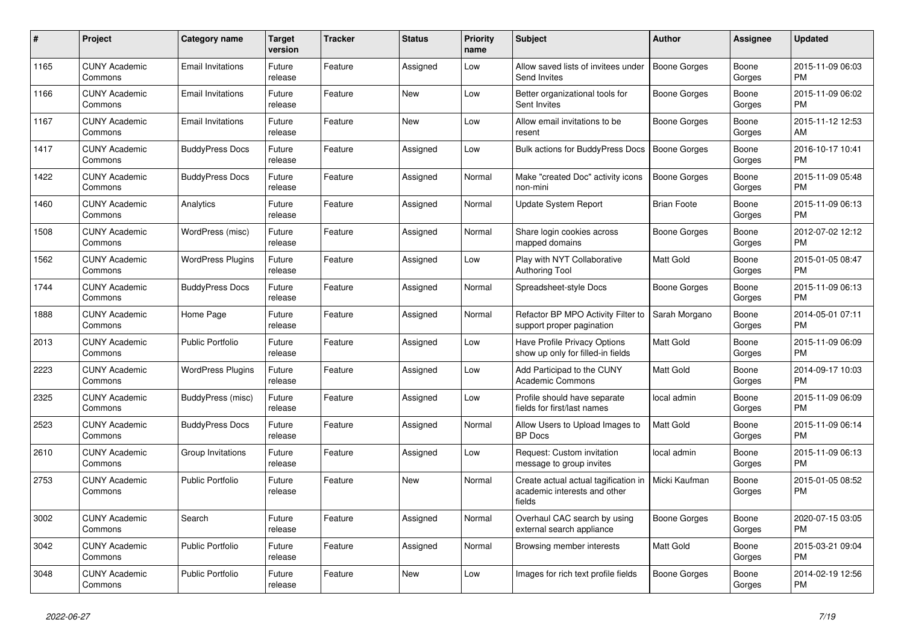| # | Project | Category name | Target version | Tracker | Status | Priority name | Subject | Author | Assignee | Updated |
|---|---|---|---|---|---|---|---|---|---|---|
| 1165 | CUNY Academic Commons | Email Invitations | Future release | Feature | Assigned | Low | Allow saved lists of invitees under Send Invites | Boone Gorges | Boone Gorges | 2015-11-09 06:03 PM |
| 1166 | CUNY Academic Commons | Email Invitations | Future release | Feature | New | Low | Better organizational tools for Sent Invites | Boone Gorges | Boone Gorges | 2015-11-09 06:02 PM |
| 1167 | CUNY Academic Commons | Email Invitations | Future release | Feature | New | Low | Allow email invitations to be resent | Boone Gorges | Boone Gorges | 2015-11-12 12:53 AM |
| 1417 | CUNY Academic Commons | BuddyPress Docs | Future release | Feature | Assigned | Low | Bulk actions for BuddyPress Docs | Boone Gorges | Boone Gorges | 2016-10-17 10:41 PM |
| 1422 | CUNY Academic Commons | BuddyPress Docs | Future release | Feature | Assigned | Normal | Make "created Doc" activity icons non-mini | Boone Gorges | Boone Gorges | 2015-11-09 05:48 PM |
| 1460 | CUNY Academic Commons | Analytics | Future release | Feature | Assigned | Normal | Update System Report | Brian Foote | Boone Gorges | 2015-11-09 06:13 PM |
| 1508 | CUNY Academic Commons | WordPress (misc) | Future release | Feature | Assigned | Normal | Share login cookies across mapped domains | Boone Gorges | Boone Gorges | 2012-07-02 12:12 PM |
| 1562 | CUNY Academic Commons | WordPress Plugins | Future release | Feature | Assigned | Low | Play with NYT Collaborative Authoring Tool | Matt Gold | Boone Gorges | 2015-01-05 08:47 PM |
| 1744 | CUNY Academic Commons | BuddyPress Docs | Future release | Feature | Assigned | Normal | Spreadsheet-style Docs | Boone Gorges | Boone Gorges | 2015-11-09 06:13 PM |
| 1888 | CUNY Academic Commons | Home Page | Future release | Feature | Assigned | Normal | Refactor BP MPO Activity Filter to support proper pagination | Sarah Morgano | Boone Gorges | 2014-05-01 07:11 PM |
| 2013 | CUNY Academic Commons | Public Portfolio | Future release | Feature | Assigned | Low | Have Profile Privacy Options show up only for filled-in fields | Matt Gold | Boone Gorges | 2015-11-09 06:09 PM |
| 2223 | CUNY Academic Commons | WordPress Plugins | Future release | Feature | Assigned | Low | Add Participad to the CUNY Academic Commons | Matt Gold | Boone Gorges | 2014-09-17 10:03 PM |
| 2325 | CUNY Academic Commons | BuddyPress (misc) | Future release | Feature | Assigned | Low | Profile should have separate fields for first/last names | local admin | Boone Gorges | 2015-11-09 06:09 PM |
| 2523 | CUNY Academic Commons | BuddyPress Docs | Future release | Feature | Assigned | Normal | Allow Users to Upload Images to BP Docs | Matt Gold | Boone Gorges | 2015-11-09 06:14 PM |
| 2610 | CUNY Academic Commons | Group Invitations | Future release | Feature | Assigned | Low | Request: Custom invitation message to group invites | local admin | Boone Gorges | 2015-11-09 06:13 PM |
| 2753 | CUNY Academic Commons | Public Portfolio | Future release | Feature | New | Normal | Create actual actual tagification in academic interests and other fields | Micki Kaufman | Boone Gorges | 2015-01-05 08:52 PM |
| 3002 | CUNY Academic Commons | Search | Future release | Feature | Assigned | Normal | Overhaul CAC search by using external search appliance | Boone Gorges | Boone Gorges | 2020-07-15 03:05 PM |
| 3042 | CUNY Academic Commons | Public Portfolio | Future release | Feature | Assigned | Normal | Browsing member interests | Matt Gold | Boone Gorges | 2015-03-21 09:04 PM |
| 3048 | CUNY Academic Commons | Public Portfolio | Future release | Feature | New | Low | Images for rich text profile fields | Boone Gorges | Boone Gorges | 2014-02-19 12:56 PM |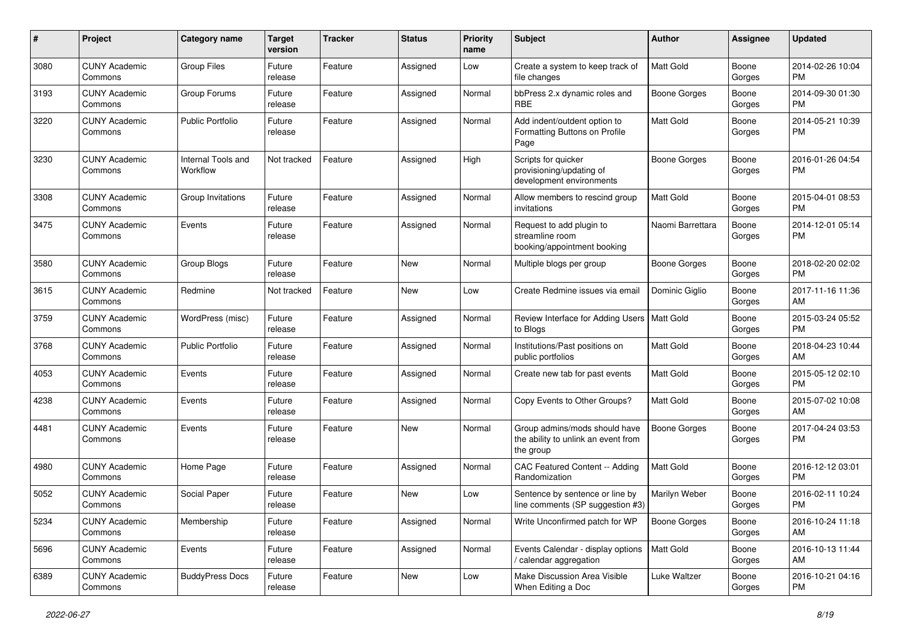| # | Project | Category name | Target version | Tracker | Status | Priority name | Subject | Author | Assignee | Updated |
|---|---|---|---|---|---|---|---|---|---|---|
| 3080 | CUNY Academic Commons | Group Files | Future release | Feature | Assigned | Low | Create a system to keep track of file changes | Matt Gold | Boone Gorges | 2014-02-26 10:04 PM |
| 3193 | CUNY Academic Commons | Group Forums | Future release | Feature | Assigned | Normal | bbPress 2.x dynamic roles and RBE | Boone Gorges | Boone Gorges | 2014-09-30 01:30 PM |
| 3220 | CUNY Academic Commons | Public Portfolio | Future release | Feature | Assigned | Normal | Add indent/outdent option to Formatting Buttons on Profile Page | Matt Gold | Boone Gorges | 2014-05-21 10:39 PM |
| 3230 | CUNY Academic Commons | Internal Tools and Workflow | Not tracked | Feature | Assigned | High | Scripts for quicker provisioning/updating of development environments | Boone Gorges | Boone Gorges | 2016-01-26 04:54 PM |
| 3308 | CUNY Academic Commons | Group Invitations | Future release | Feature | Assigned | Normal | Allow members to rescind group invitations | Matt Gold | Boone Gorges | 2015-04-01 08:53 PM |
| 3475 | CUNY Academic Commons | Events | Future release | Feature | Assigned | Normal | Request to add plugin to streamline room booking/appointment booking | Naomi Barrettara | Boone Gorges | 2014-12-01 05:14 PM |
| 3580 | CUNY Academic Commons | Group Blogs | Future release | Feature | New | Normal | Multiple blogs per group | Boone Gorges | Boone Gorges | 2018-02-20 02:02 PM |
| 3615 | CUNY Academic Commons | Redmine | Not tracked | Feature | New | Low | Create Redmine issues via email | Dominic Giglio | Boone Gorges | 2017-11-16 11:36 AM |
| 3759 | CUNY Academic Commons | WordPress (misc) | Future release | Feature | Assigned | Normal | Review Interface for Adding Users to Blogs | Matt Gold | Boone Gorges | 2015-03-24 05:52 PM |
| 3768 | CUNY Academic Commons | Public Portfolio | Future release | Feature | Assigned | Normal | Institutions/Past positions on public portfolios | Matt Gold | Boone Gorges | 2018-04-23 10:44 AM |
| 4053 | CUNY Academic Commons | Events | Future release | Feature | Assigned | Normal | Create new tab for past events | Matt Gold | Boone Gorges | 2015-05-12 02:10 PM |
| 4238 | CUNY Academic Commons | Events | Future release | Feature | Assigned | Normal | Copy Events to Other Groups? | Matt Gold | Boone Gorges | 2015-07-02 10:08 AM |
| 4481 | CUNY Academic Commons | Events | Future release | Feature | New | Normal | Group admins/mods should have the ability to unlink an event from the group | Boone Gorges | Boone Gorges | 2017-04-24 03:53 PM |
| 4980 | CUNY Academic Commons | Home Page | Future release | Feature | Assigned | Normal | CAC Featured Content -- Adding Randomization | Matt Gold | Boone Gorges | 2016-12-12 03:01 PM |
| 5052 | CUNY Academic Commons | Social Paper | Future release | Feature | New | Low | Sentence by sentence or line by line comments (SP suggestion #3) | Marilyn Weber | Boone Gorges | 2016-02-11 10:24 PM |
| 5234 | CUNY Academic Commons | Membership | Future release | Feature | Assigned | Normal | Write Unconfirmed patch for WP | Boone Gorges | Boone Gorges | 2016-10-24 11:18 AM |
| 5696 | CUNY Academic Commons | Events | Future release | Feature | Assigned | Normal | Events Calendar - display options / calendar aggregation | Matt Gold | Boone Gorges | 2016-10-13 11:44 AM |
| 6389 | CUNY Academic Commons | BuddyPress Docs | Future release | Feature | New | Low | Make Discussion Area Visible When Editing a Doc | Luke Waltzer | Boone Gorges | 2016-10-21 04:16 PM |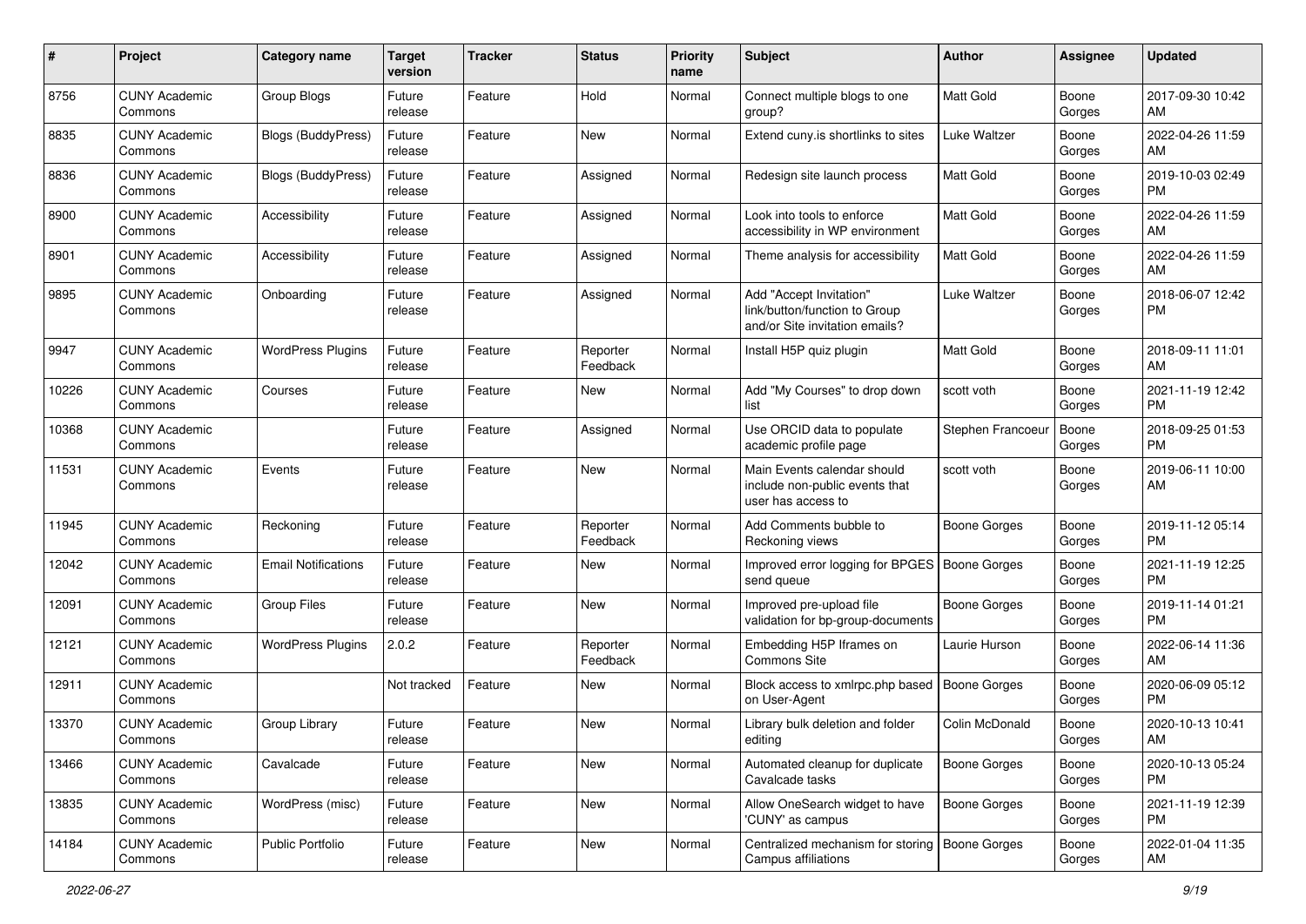| # | Project | Category name | Target version | Tracker | Status | Priority name | Subject | Author | Assignee | Updated |
|---|---|---|---|---|---|---|---|---|---|---|
| 8756 | CUNY Academic Commons | Group Blogs | Future release | Feature | Hold | Normal | Connect multiple blogs to one group? | Matt Gold | Boone Gorges | 2017-09-30 10:42 AM |
| 8835 | CUNY Academic Commons | Blogs (BuddyPress) | Future release | Feature | New | Normal | Extend cuny.is shortlinks to sites | Luke Waltzer | Boone Gorges | 2022-04-26 11:59 AM |
| 8836 | CUNY Academic Commons | Blogs (BuddyPress) | Future release | Feature | Assigned | Normal | Redesign site launch process | Matt Gold | Boone Gorges | 2019-10-03 02:49 PM |
| 8900 | CUNY Academic Commons | Accessibility | Future release | Feature | Assigned | Normal | Look into tools to enforce accessibility in WP environment | Matt Gold | Boone Gorges | 2022-04-26 11:59 AM |
| 8901 | CUNY Academic Commons | Accessibility | Future release | Feature | Assigned | Normal | Theme analysis for accessibility | Matt Gold | Boone Gorges | 2022-04-26 11:59 AM |
| 9895 | CUNY Academic Commons | Onboarding | Future release | Feature | Assigned | Normal | Add "Accept Invitation" link/button/function to Group and/or Site invitation emails? | Luke Waltzer | Boone Gorges | 2018-06-07 12:42 PM |
| 9947 | CUNY Academic Commons | WordPress Plugins | Future release | Feature | Reporter Feedback | Normal | Install H5P quiz plugin | Matt Gold | Boone Gorges | 2018-09-11 11:01 AM |
| 10226 | CUNY Academic Commons | Courses | Future release | Feature | New | Normal | Add "My Courses" to drop down list | scott voth | Boone Gorges | 2021-11-19 12:42 PM |
| 10368 | CUNY Academic Commons | | Future release | Feature | Assigned | Normal | Use ORCID data to populate academic profile page | Stephen Francoeur | Boone Gorges | 2018-09-25 01:53 PM |
| 11531 | CUNY Academic Commons | Events | Future release | Feature | New | Normal | Main Events calendar should include non-public events that user has access to | scott voth | Boone Gorges | 2019-06-11 10:00 AM |
| 11945 | CUNY Academic Commons | Reckoning | Future release | Feature | Reporter Feedback | Normal | Add Comments bubble to Reckoning views | Boone Gorges | Boone Gorges | 2019-11-12 05:14 PM |
| 12042 | CUNY Academic Commons | Email Notifications | Future release | Feature | New | Normal | Improved error logging for BPGES send queue | Boone Gorges | Boone Gorges | 2021-11-19 12:25 PM |
| 12091 | CUNY Academic Commons | Group Files | Future release | Feature | New | Normal | Improved pre-upload file validation for bp-group-documents | Boone Gorges | Boone Gorges | 2019-11-14 01:21 PM |
| 12121 | CUNY Academic Commons | WordPress Plugins | 2.0.2 | Feature | Reporter Feedback | Normal | Embedding H5P Iframes on Commons Site | Laurie Hurson | Boone Gorges | 2022-06-14 11:36 AM |
| 12911 | CUNY Academic Commons | | Not tracked | Feature | New | Normal | Block access to xmlrpc.php based on User-Agent | Boone Gorges | Boone Gorges | 2020-06-09 05:12 PM |
| 13370 | CUNY Academic Commons | Group Library | Future release | Feature | New | Normal | Library bulk deletion and folder editing | Colin McDonald | Boone Gorges | 2020-10-13 10:41 AM |
| 13466 | CUNY Academic Commons | Cavalcade | Future release | Feature | New | Normal | Automated cleanup for duplicate Cavalcade tasks | Boone Gorges | Boone Gorges | 2020-10-13 05:24 PM |
| 13835 | CUNY Academic Commons | WordPress (misc) | Future release | Feature | New | Normal | Allow OneSearch widget to have 'CUNY' as campus | Boone Gorges | Boone Gorges | 2021-11-19 12:39 PM |
| 14184 | CUNY Academic Commons | Public Portfolio | Future release | Feature | New | Normal | Centralized mechanism for storing Campus affiliations | Boone Gorges | Boone Gorges | 2022-01-04 11:35 AM |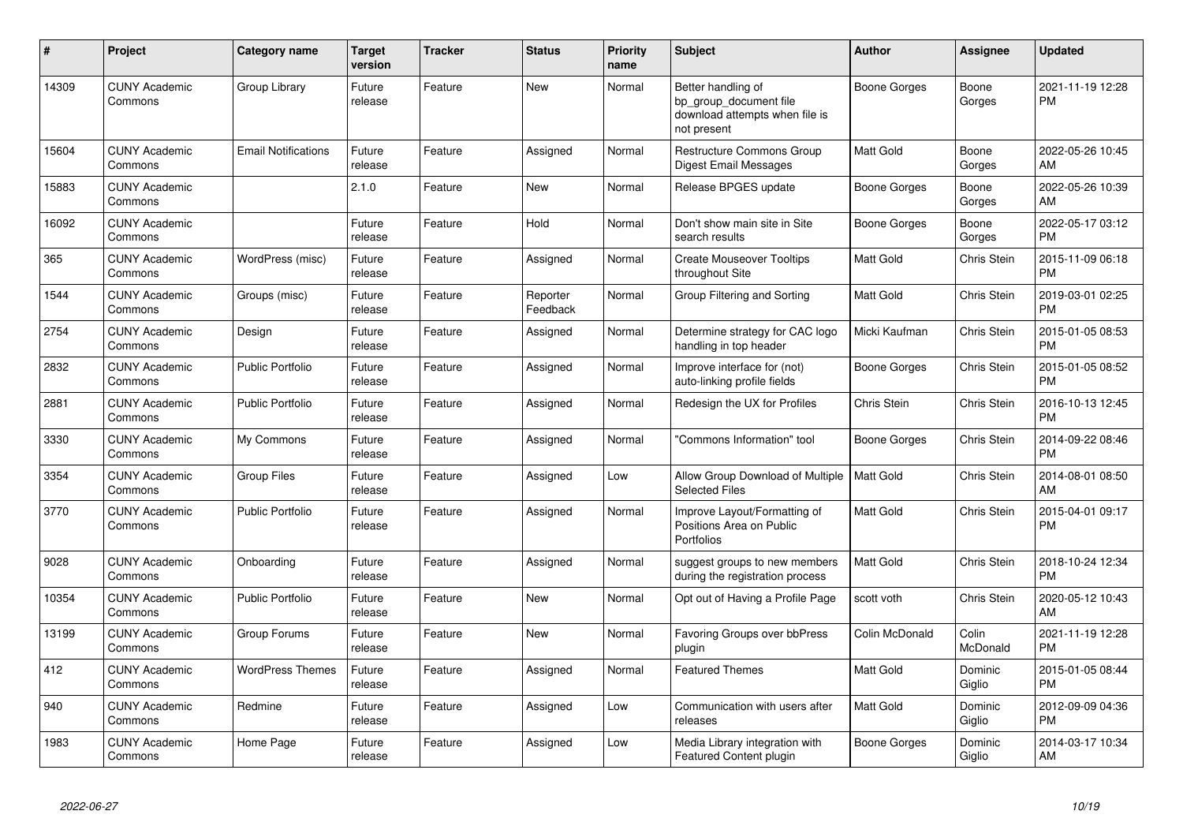| # | Project | Category name | Target version | Tracker | Status | Priority name | Subject | Author | Assignee | Updated |
|---|---|---|---|---|---|---|---|---|---|---|
| 14309 | CUNY Academic Commons | Group Library | Future release | Feature | New | Normal | Better handling of bp_group_document file download attempts when file is not present | Boone Gorges | Boone Gorges | 2021-11-19 12:28 PM |
| 15604 | CUNY Academic Commons | Email Notifications | Future release | Feature | Assigned | Normal | Restructure Commons Group Digest Email Messages | Matt Gold | Boone Gorges | 2022-05-26 10:45 AM |
| 15883 | CUNY Academic Commons | | 2.1.0 | Feature | New | Normal | Release BPGES update | Boone Gorges | Boone Gorges | 2022-05-26 10:39 AM |
| 16092 | CUNY Academic Commons | | Future release | Feature | Hold | Normal | Don't show main site in Site search results | Boone Gorges | Boone Gorges | 2022-05-17 03:12 PM |
| 365 | CUNY Academic Commons | WordPress (misc) | Future release | Feature | Assigned | Normal | Create Mouseover Tooltips throughout Site | Matt Gold | Chris Stein | 2015-11-09 06:18 PM |
| 1544 | CUNY Academic Commons | Groups (misc) | Future release | Feature | Reporter Feedback | Normal | Group Filtering and Sorting | Matt Gold | Chris Stein | 2019-03-01 02:25 PM |
| 2754 | CUNY Academic Commons | Design | Future release | Feature | Assigned | Normal | Determine strategy for CAC logo handling in top header | Micki Kaufman | Chris Stein | 2015-01-05 08:53 PM |
| 2832 | CUNY Academic Commons | Public Portfolio | Future release | Feature | Assigned | Normal | Improve interface for (not) auto-linking profile fields | Boone Gorges | Chris Stein | 2015-01-05 08:52 PM |
| 2881 | CUNY Academic Commons | Public Portfolio | Future release | Feature | Assigned | Normal | Redesign the UX for Profiles | Chris Stein | Chris Stein | 2016-10-13 12:45 PM |
| 3330 | CUNY Academic Commons | My Commons | Future release | Feature | Assigned | Normal | "Commons Information" tool | Boone Gorges | Chris Stein | 2014-09-22 08:46 PM |
| 3354 | CUNY Academic Commons | Group Files | Future release | Feature | Assigned | Low | Allow Group Download of Multiple Selected Files | Matt Gold | Chris Stein | 2014-08-01 08:50 AM |
| 3770 | CUNY Academic Commons | Public Portfolio | Future release | Feature | Assigned | Normal | Improve Layout/Formatting of Positions Area on Public Portfolios | Matt Gold | Chris Stein | 2015-04-01 09:17 PM |
| 9028 | CUNY Academic Commons | Onboarding | Future release | Feature | Assigned | Normal | suggest groups to new members during the registration process | Matt Gold | Chris Stein | 2018-10-24 12:34 PM |
| 10354 | CUNY Academic Commons | Public Portfolio | Future release | Feature | New | Normal | Opt out of Having a Profile Page | scott voth | Chris Stein | 2020-05-12 10:43 AM |
| 13199 | CUNY Academic Commons | Group Forums | Future release | Feature | New | Normal | Favoring Groups over bbPress plugin | Colin McDonald | Colin McDonald | 2021-11-19 12:28 PM |
| 412 | CUNY Academic Commons | WordPress Themes | Future release | Feature | Assigned | Normal | Featured Themes | Matt Gold | Dominic Giglio | 2015-01-05 08:44 PM |
| 940 | CUNY Academic Commons | Redmine | Future release | Feature | Assigned | Low | Communication with users after releases | Matt Gold | Dominic Giglio | 2012-09-09 04:36 PM |
| 1983 | CUNY Academic Commons | Home Page | Future release | Feature | Assigned | Low | Media Library integration with Featured Content plugin | Boone Gorges | Dominic Giglio | 2014-03-17 10:34 AM |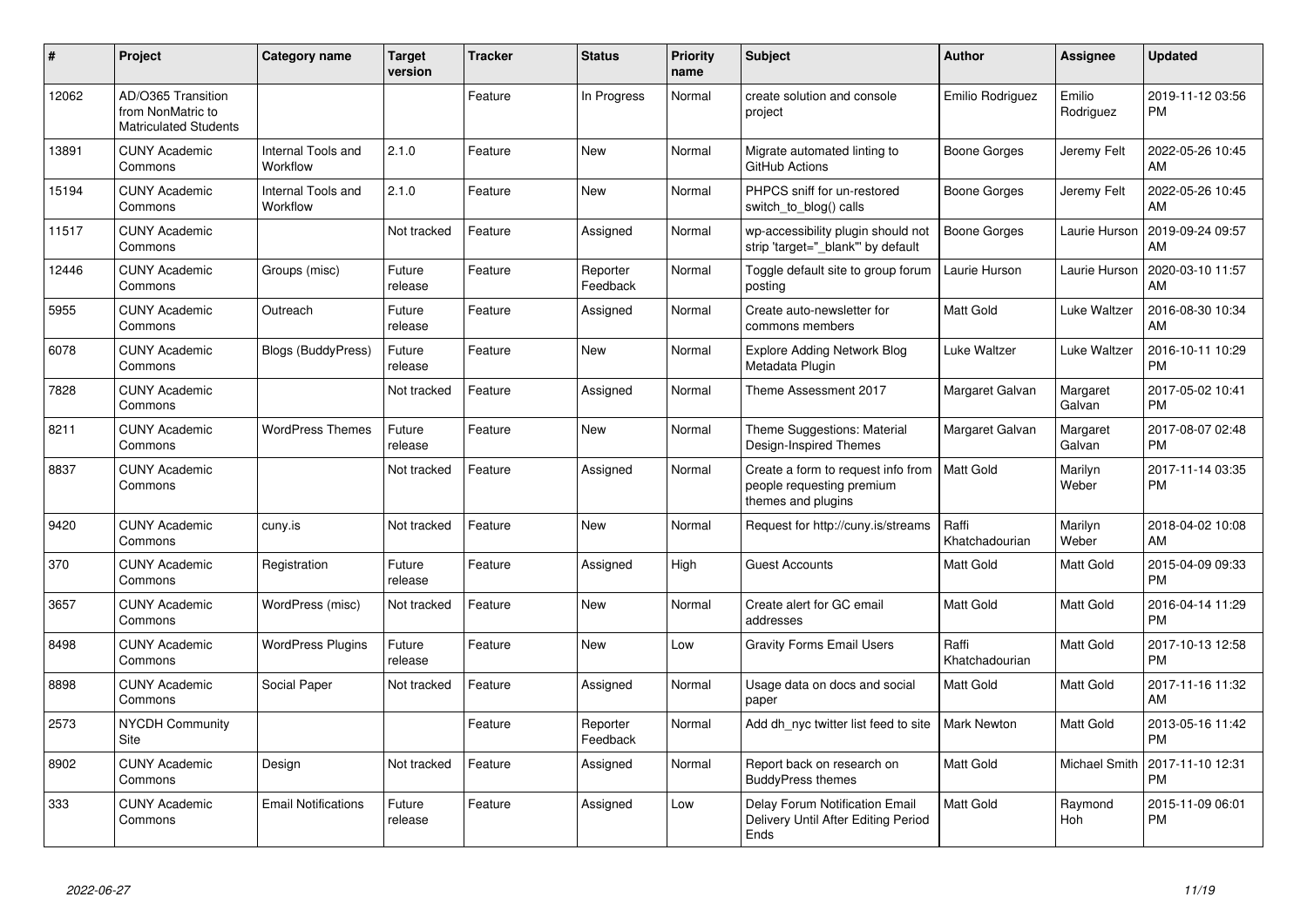| # | Project | Category name | Target version | Tracker | Status | Priority name | Subject | Author | Assignee | Updated |
|---|---|---|---|---|---|---|---|---|---|---|
| 12062 | AD/O365 Transition from NonMatric to Matriculated Students | | | Feature | In Progress | Normal | create solution and console project | Emilio Rodriguez | Emilio Rodriguez | 2019-11-12 03:56 PM |
| 13891 | CUNY Academic Commons | Internal Tools and Workflow | 2.1.0 | Feature | New | Normal | Migrate automated linting to GitHub Actions | Boone Gorges | Jeremy Felt | 2022-05-26 10:45 AM |
| 15194 | CUNY Academic Commons | Internal Tools and Workflow | 2.1.0 | Feature | New | Normal | PHPCS sniff for un-restored switch_to_blog() calls | Boone Gorges | Jeremy Felt | 2022-05-26 10:45 AM |
| 11517 | CUNY Academic Commons | | Not tracked | Feature | Assigned | Normal | wp-accessibility plugin should not strip 'target="_blank"' by default | Boone Gorges | Laurie Hurson | 2019-09-24 09:57 AM |
| 12446 | CUNY Academic Commons | Groups (misc) | Future release | Feature | Reporter Feedback | Normal | Toggle default site to group forum posting | Laurie Hurson | Laurie Hurson | 2020-03-10 11:57 AM |
| 5955 | CUNY Academic Commons | Outreach | Future release | Feature | Assigned | Normal | Create auto-newsletter for commons members | Matt Gold | Luke Waltzer | 2016-08-30 10:34 AM |
| 6078 | CUNY Academic Commons | Blogs (BuddyPress) | Future release | Feature | New | Normal | Explore Adding Network Blog Metadata Plugin | Luke Waltzer | Luke Waltzer | 2016-10-11 10:29 PM |
| 7828 | CUNY Academic Commons | | Not tracked | Feature | Assigned | Normal | Theme Assessment 2017 | Margaret Galvan | Margaret Galvan | 2017-05-02 10:41 PM |
| 8211 | CUNY Academic Commons | WordPress Themes | Future release | Feature | New | Normal | Theme Suggestions: Material Design-Inspired Themes | Margaret Galvan | Margaret Galvan | 2017-08-07 02:48 PM |
| 8837 | CUNY Academic Commons | | Not tracked | Feature | Assigned | Normal | Create a form to request info from people requesting premium themes and plugins | Matt Gold | Marilyn Weber | 2017-11-14 03:35 PM |
| 9420 | CUNY Academic Commons | cuny.is | Not tracked | Feature | New | Normal | Request for http://cuny.is/streams | Raffi Khatchadourian | Marilyn Weber | 2018-04-02 10:08 AM |
| 370 | CUNY Academic Commons | Registration | Future release | Feature | Assigned | High | Guest Accounts | Matt Gold | Matt Gold | 2015-04-09 09:33 PM |
| 3657 | CUNY Academic Commons | WordPress (misc) | Not tracked | Feature | New | Normal | Create alert for GC email addresses | Matt Gold | Matt Gold | 2016-04-14 11:29 PM |
| 8498 | CUNY Academic Commons | WordPress Plugins | Future release | Feature | New | Low | Gravity Forms Email Users | Raffi Khatchadourian | Matt Gold | 2017-10-13 12:58 PM |
| 8898 | CUNY Academic Commons | Social Paper | Not tracked | Feature | Assigned | Normal | Usage data on docs and social paper | Matt Gold | Matt Gold | 2017-11-16 11:32 AM |
| 2573 | NYCDH Community Site | | | Feature | Reporter Feedback | Normal | Add dh_nyc twitter list feed to site | Mark Newton | Matt Gold | 2013-05-16 11:42 PM |
| 8902 | CUNY Academic Commons | Design | Not tracked | Feature | Assigned | Normal | Report back on research on BuddyPress themes | Matt Gold | Michael Smith | 2017-11-10 12:31 PM |
| 333 | CUNY Academic Commons | Email Notifications | Future release | Feature | Assigned | Low | Delay Forum Notification Email Delivery Until After Editing Period Ends | Matt Gold | Raymond Hoh | 2015-11-09 06:01 PM |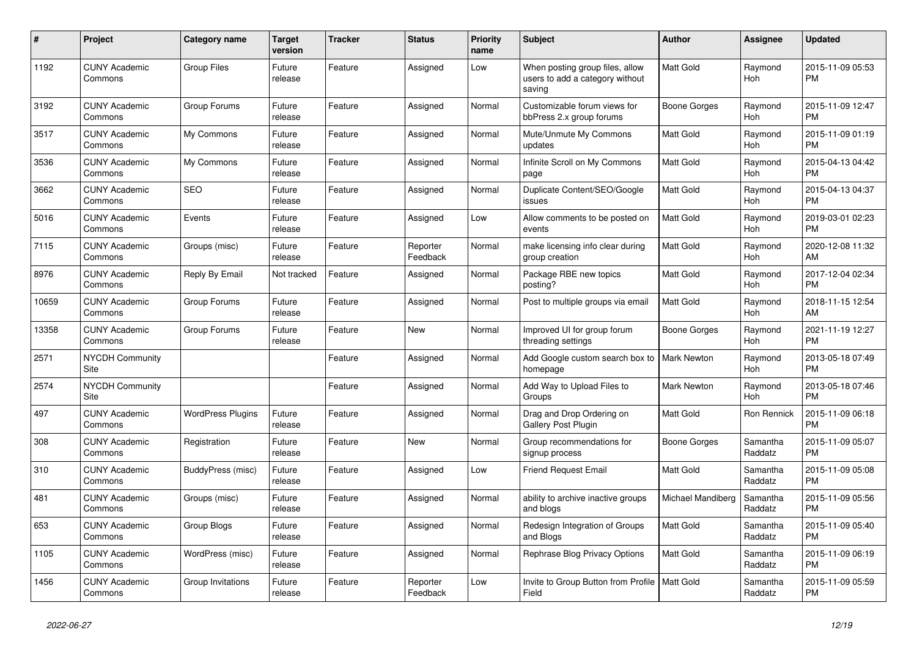| # | Project | Category name | Target version | Tracker | Status | Priority name | Subject | Author | Assignee | Updated |
|---|---|---|---|---|---|---|---|---|---|---|
| 1192 | CUNY Academic Commons | Group Files | Future release | Feature | Assigned | Low | When posting group files, allow users to add a category without saving | Matt Gold | Raymond Hoh | 2015-11-09 05:53 PM |
| 3192 | CUNY Academic Commons | Group Forums | Future release | Feature | Assigned | Normal | Customizable forum views for bbPress 2.x group forums | Boone Gorges | Raymond Hoh | 2015-11-09 12:47 PM |
| 3517 | CUNY Academic Commons | My Commons | Future release | Feature | Assigned | Normal | Mute/Unmute My Commons updates | Matt Gold | Raymond Hoh | 2015-11-09 01:19 PM |
| 3536 | CUNY Academic Commons | My Commons | Future release | Feature | Assigned | Normal | Infinite Scroll on My Commons page | Matt Gold | Raymond Hoh | 2015-04-13 04:42 PM |
| 3662 | CUNY Academic Commons | SEO | Future release | Feature | Assigned | Normal | Duplicate Content/SEO/Google issues | Matt Gold | Raymond Hoh | 2015-04-13 04:37 PM |
| 5016 | CUNY Academic Commons | Events | Future release | Feature | Assigned | Low | Allow comments to be posted on events | Matt Gold | Raymond Hoh | 2019-03-01 02:23 PM |
| 7115 | CUNY Academic Commons | Groups (misc) | Future release | Feature | Reporter Feedback | Normal | make licensing info clear during group creation | Matt Gold | Raymond Hoh | 2020-12-08 11:32 AM |
| 8976 | CUNY Academic Commons | Reply By Email | Not tracked | Feature | Assigned | Normal | Package RBE new topics posting? | Matt Gold | Raymond Hoh | 2017-12-04 02:34 PM |
| 10659 | CUNY Academic Commons | Group Forums | Future release | Feature | Assigned | Normal | Post to multiple groups via email | Matt Gold | Raymond Hoh | 2018-11-15 12:54 AM |
| 13358 | CUNY Academic Commons | Group Forums | Future release | Feature | New | Normal | Improved UI for group forum threading settings | Boone Gorges | Raymond Hoh | 2021-11-19 12:27 PM |
| 2571 | NYCDH Community Site | | | Feature | Assigned | Normal | Add Google custom search box to homepage | Mark Newton | Raymond Hoh | 2013-05-18 07:49 PM |
| 2574 | NYCDH Community Site | | | Feature | Assigned | Normal | Add Way to Upload Files to Groups | Mark Newton | Raymond Hoh | 2013-05-18 07:46 PM |
| 497 | CUNY Academic Commons | WordPress Plugins | Future release | Feature | Assigned | Normal | Drag and Drop Ordering on Gallery Post Plugin | Matt Gold | Ron Rennick | 2015-11-09 06:18 PM |
| 308 | CUNY Academic Commons | Registration | Future release | Feature | New | Normal | Group recommendations for signup process | Boone Gorges | Samantha Raddatz | 2015-11-09 05:07 PM |
| 310 | CUNY Academic Commons | BuddyPress (misc) | Future release | Feature | Assigned | Low | Friend Request Email | Matt Gold | Samantha Raddatz | 2015-11-09 05:08 PM |
| 481 | CUNY Academic Commons | Groups (misc) | Future release | Feature | Assigned | Normal | ability to archive inactive groups and blogs | Michael Mandiberg | Samantha Raddatz | 2015-11-09 05:56 PM |
| 653 | CUNY Academic Commons | Group Blogs | Future release | Feature | Assigned | Normal | Redesign Integration of Groups and Blogs | Matt Gold | Samantha Raddatz | 2015-11-09 05:40 PM |
| 1105 | CUNY Academic Commons | WordPress (misc) | Future release | Feature | Assigned | Normal | Rephrase Blog Privacy Options | Matt Gold | Samantha Raddatz | 2015-11-09 06:19 PM |
| 1456 | CUNY Academic Commons | Group Invitations | Future release | Feature | Reporter Feedback | Low | Invite to Group Button from Profile Field | Matt Gold | Samantha Raddatz | 2015-11-09 05:59 PM |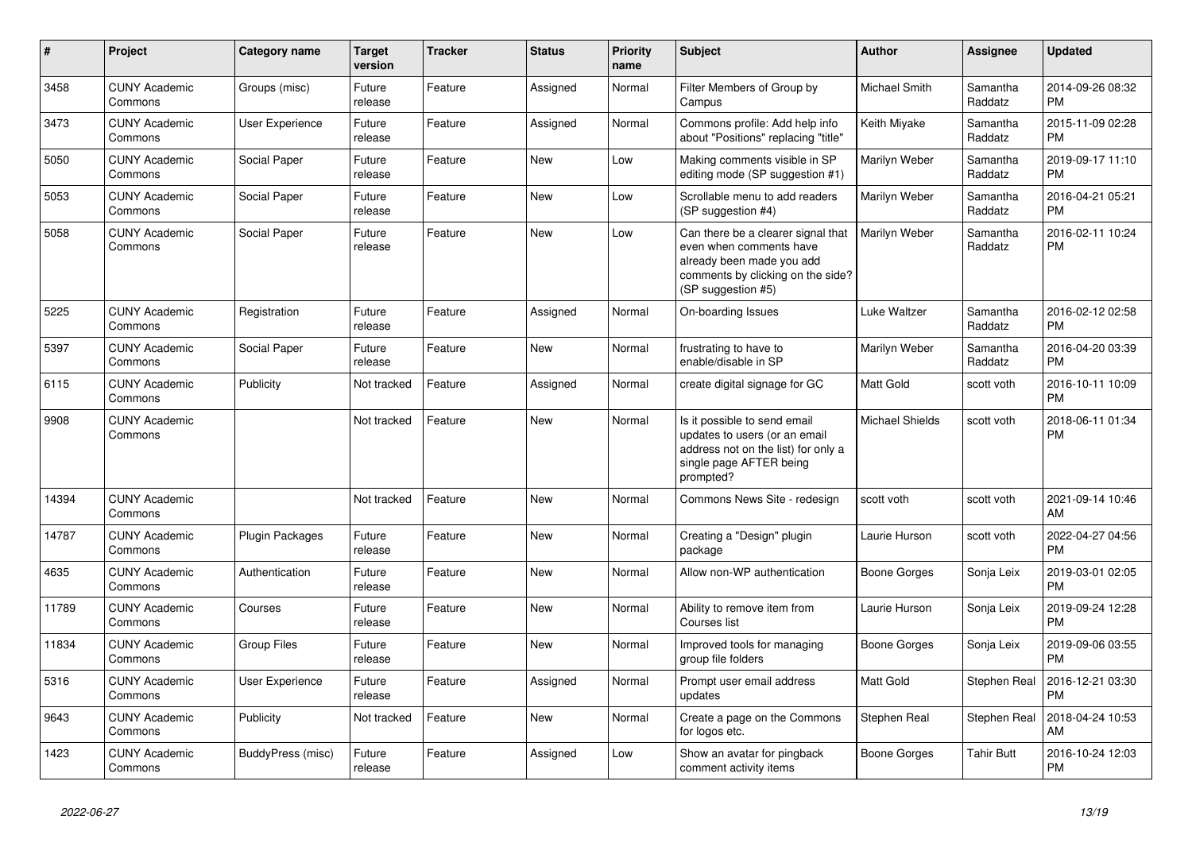| # | Project | Category name | Target version | Tracker | Status | Priority name | Subject | Author | Assignee | Updated |
|---|---|---|---|---|---|---|---|---|---|---|
| 3458 | CUNY Academic Commons | Groups (misc) | Future release | Feature | Assigned | Normal | Filter Members of Group by Campus | Michael Smith | Samantha Raddatz | 2014-09-26 08:32 PM |
| 3473 | CUNY Academic Commons | User Experience | Future release | Feature | Assigned | Normal | Commons profile: Add help info about "Positions" replacing "title" | Keith Miyake | Samantha Raddatz | 2015-11-09 02:28 PM |
| 5050 | CUNY Academic Commons | Social Paper | Future release | Feature | New | Low | Making comments visible in SP editing mode (SP suggestion #1) | Marilyn Weber | Samantha Raddatz | 2019-09-17 11:10 PM |
| 5053 | CUNY Academic Commons | Social Paper | Future release | Feature | New | Low | Scrollable menu to add readers (SP suggestion #4) | Marilyn Weber | Samantha Raddatz | 2016-04-21 05:21 PM |
| 5058 | CUNY Academic Commons | Social Paper | Future release | Feature | New | Low | Can there be a clearer signal that even when comments have already been made you add comments by clicking on the side? (SP suggestion #5) | Marilyn Weber | Samantha Raddatz | 2016-02-11 10:24 PM |
| 5225 | CUNY Academic Commons | Registration | Future release | Feature | Assigned | Normal | On-boarding Issues | Luke Waltzer | Samantha Raddatz | 2016-02-12 02:58 PM |
| 5397 | CUNY Academic Commons | Social Paper | Future release | Feature | New | Normal | frustrating to have to enable/disable in SP | Marilyn Weber | Samantha Raddatz | 2016-04-20 03:39 PM |
| 6115 | CUNY Academic Commons | Publicity | Not tracked | Feature | Assigned | Normal | create digital signage for GC | Matt Gold | scott voth | 2016-10-11 10:09 PM |
| 9908 | CUNY Academic Commons | | Not tracked | Feature | New | Normal | Is it possible to send email updates to users (or an email address not on the list) for only a single page AFTER being prompted? | Michael Shields | scott voth | 2018-06-11 01:34 PM |
| 14394 | CUNY Academic Commons | | Not tracked | Feature | New | Normal | Commons News Site - redesign | scott voth | scott voth | 2021-09-14 10:46 AM |
| 14787 | CUNY Academic Commons | Plugin Packages | Future release | Feature | New | Normal | Creating a "Design" plugin package | Laurie Hurson | scott voth | 2022-04-27 04:56 PM |
| 4635 | CUNY Academic Commons | Authentication | Future release | Feature | New | Normal | Allow non-WP authentication | Boone Gorges | Sonja Leix | 2019-03-01 02:05 PM |
| 11789 | CUNY Academic Commons | Courses | Future release | Feature | New | Normal | Ability to remove item from Courses list | Laurie Hurson | Sonja Leix | 2019-09-24 12:28 PM |
| 11834 | CUNY Academic Commons | Group Files | Future release | Feature | New | Normal | Improved tools for managing group file folders | Boone Gorges | Sonja Leix | 2019-09-06 03:55 PM |
| 5316 | CUNY Academic Commons | User Experience | Future release | Feature | Assigned | Normal | Prompt user email address updates | Matt Gold | Stephen Real | 2016-12-21 03:30 PM |
| 9643 | CUNY Academic Commons | Publicity | Not tracked | Feature | New | Normal | Create a page on the Commons for logos etc. | Stephen Real | Stephen Real | 2018-04-24 10:53 AM |
| 1423 | CUNY Academic Commons | BuddyPress (misc) | Future release | Feature | Assigned | Low | Show an avatar for pingback comment activity items | Boone Gorges | Tahir Butt | 2016-10-24 12:03 PM |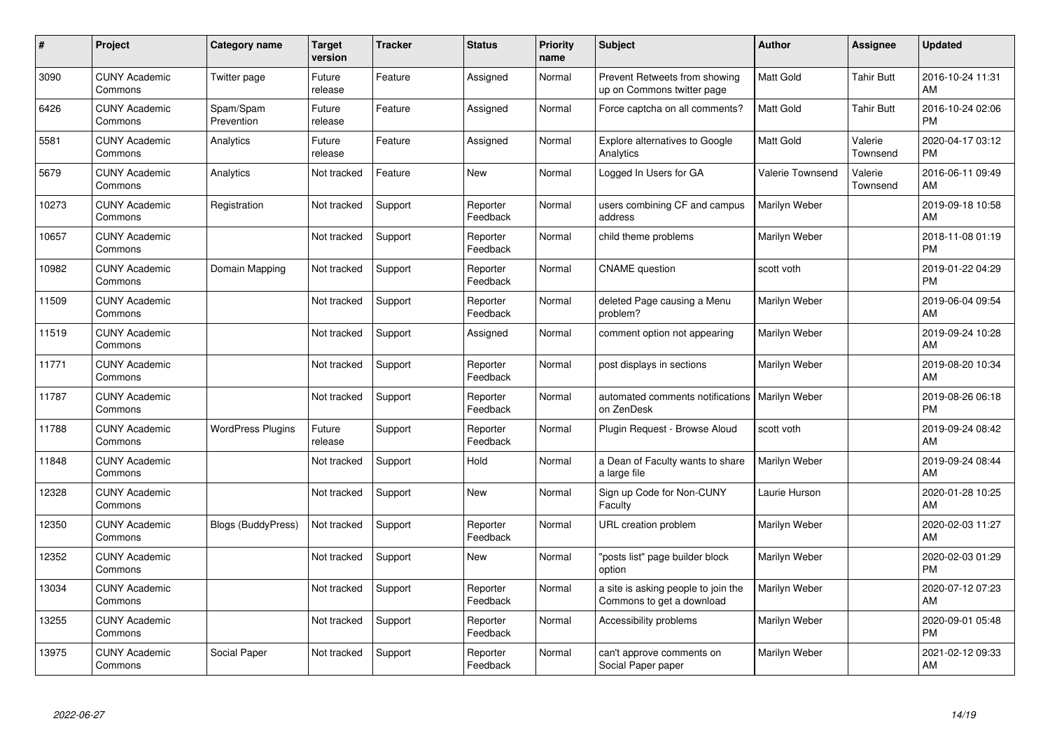| # | Project | Category name | Target version | Tracker | Status | Priority name | Subject | Author | Assignee | Updated |
|---|---|---|---|---|---|---|---|---|---|---|
| 3090 | CUNY Academic Commons | Twitter page | Future release | Feature | Assigned | Normal | Prevent Retweets from showing up on Commons twitter page | Matt Gold | Tahir Butt | 2016-10-24 11:31 AM |
| 6426 | CUNY Academic Commons | Spam/Spam Prevention | Future release | Feature | Assigned | Normal | Force captcha on all comments? | Matt Gold | Tahir Butt | 2016-10-24 02:06 PM |
| 5581 | CUNY Academic Commons | Analytics | Future release | Feature | Assigned | Normal | Explore alternatives to Google Analytics | Matt Gold | Valerie Townsend | 2020-04-17 03:12 PM |
| 5679 | CUNY Academic Commons | Analytics | Not tracked | Feature | New | Normal | Logged In Users for GA | Valerie Townsend | Valerie Townsend | 2016-06-11 09:49 AM |
| 10273 | CUNY Academic Commons | Registration | Not tracked | Support | Reporter Feedback | Normal | users combining CF and campus address | Marilyn Weber | | 2019-09-18 10:58 AM |
| 10657 | CUNY Academic Commons | | Not tracked | Support | Reporter Feedback | Normal | child theme problems | Marilyn Weber | | 2018-11-08 01:19 PM |
| 10982 | CUNY Academic Commons | Domain Mapping | Not tracked | Support | Reporter Feedback | Normal | CNAME question | scott voth | | 2019-01-22 04:29 PM |
| 11509 | CUNY Academic Commons | | Not tracked | Support | Reporter Feedback | Normal | deleted Page causing a Menu problem? | Marilyn Weber | | 2019-06-04 09:54 AM |
| 11519 | CUNY Academic Commons | | Not tracked | Support | Assigned | Normal | comment option not appearing | Marilyn Weber | | 2019-09-24 10:28 AM |
| 11771 | CUNY Academic Commons | | Not tracked | Support | Reporter Feedback | Normal | post displays in sections | Marilyn Weber | | 2019-08-20 10:34 AM |
| 11787 | CUNY Academic Commons | | Not tracked | Support | Reporter Feedback | Normal | automated comments notifications on ZenDesk | Marilyn Weber | | 2019-08-26 06:18 PM |
| 11788 | CUNY Academic Commons | WordPress Plugins | Future release | Support | Reporter Feedback | Normal | Plugin Request - Browse Aloud | scott voth | | 2019-09-24 08:42 AM |
| 11848 | CUNY Academic Commons | | Not tracked | Support | Hold | Normal | a Dean of Faculty wants to share a large file | Marilyn Weber | | 2019-09-24 08:44 AM |
| 12328 | CUNY Academic Commons | | Not tracked | Support | New | Normal | Sign up Code for Non-CUNY Faculty | Laurie Hurson | | 2020-01-28 10:25 AM |
| 12350 | CUNY Academic Commons | Blogs (BuddyPress) | Not tracked | Support | Reporter Feedback | Normal | URL creation problem | Marilyn Weber | | 2020-02-03 11:27 AM |
| 12352 | CUNY Academic Commons | | Not tracked | Support | New | Normal | "posts list" page builder block option | Marilyn Weber | | 2020-02-03 01:29 PM |
| 13034 | CUNY Academic Commons | | Not tracked | Support | Reporter Feedback | Normal | a site is asking people to join the Commons to get a download | Marilyn Weber | | 2020-07-12 07:23 AM |
| 13255 | CUNY Academic Commons | | Not tracked | Support | Reporter Feedback | Normal | Accessibility problems | Marilyn Weber | | 2020-09-01 05:48 PM |
| 13975 | CUNY Academic Commons | Social Paper | Not tracked | Support | Reporter Feedback | Normal | can't approve comments on Social Paper paper | Marilyn Weber | | 2021-02-12 09:33 AM |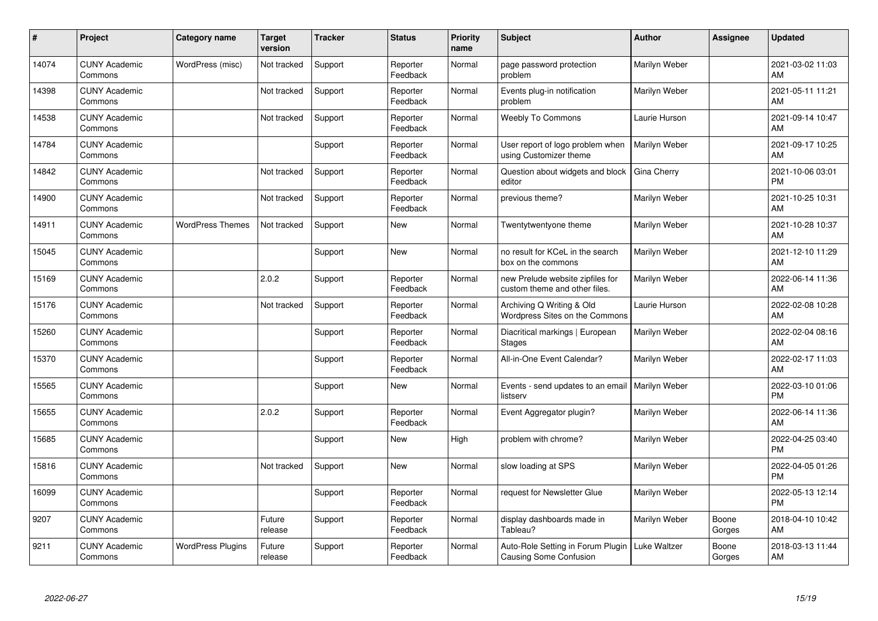| # | Project | Category name | Target version | Tracker | Status | Priority name | Subject | Author | Assignee | Updated |
|---|---|---|---|---|---|---|---|---|---|---|
| 14074 | CUNY Academic Commons | WordPress (misc) | Not tracked | Support | Reporter Feedback | Normal | page password protection problem | Marilyn Weber | | 2021-03-02 11:03 AM |
| 14398 | CUNY Academic Commons | | Not tracked | Support | Reporter Feedback | Normal | Events plug-in notification problem | Marilyn Weber | | 2021-05-11 11:21 AM |
| 14538 | CUNY Academic Commons | | Not tracked | Support | Reporter Feedback | Normal | Weebly To Commons | Laurie Hurson | | 2021-09-14 10:47 AM |
| 14784 | CUNY Academic Commons | | | Support | Reporter Feedback | Normal | User report of logo problem when using Customizer theme | Marilyn Weber | | 2021-09-17 10:25 AM |
| 14842 | CUNY Academic Commons | | Not tracked | Support | Reporter Feedback | Normal | Question about widgets and block editor | Gina Cherry | | 2021-10-06 03:01 PM |
| 14900 | CUNY Academic Commons | | Not tracked | Support | Reporter Feedback | Normal | previous theme? | Marilyn Weber | | 2021-10-25 10:31 AM |
| 14911 | CUNY Academic Commons | WordPress Themes | Not tracked | Support | New | Normal | Twentytwentyone theme | Marilyn Weber | | 2021-10-28 10:37 AM |
| 15045 | CUNY Academic Commons | | | Support | New | Normal | no result for KCeL in the search box on the commons | Marilyn Weber | | 2021-12-10 11:29 AM |
| 15169 | CUNY Academic Commons | | 2.0.2 | Support | Reporter Feedback | Normal | new Prelude website zipfiles for custom theme and other files. | Marilyn Weber | | 2022-06-14 11:36 AM |
| 15176 | CUNY Academic Commons | | Not tracked | Support | Reporter Feedback | Normal | Archiving Q Writing & Old Wordpress Sites on the Commons | Laurie Hurson | | 2022-02-08 10:28 AM |
| 15260 | CUNY Academic Commons | | | Support | Reporter Feedback | Normal | Diacritical markings \| European Stages | Marilyn Weber | | 2022-02-04 08:16 AM |
| 15370 | CUNY Academic Commons | | | Support | Reporter Feedback | Normal | All-in-One Event Calendar? | Marilyn Weber | | 2022-02-17 11:03 AM |
| 15565 | CUNY Academic Commons | | | Support | New | Normal | Events - send updates to an email listserv | Marilyn Weber | | 2022-03-10 01:06 PM |
| 15655 | CUNY Academic Commons | | 2.0.2 | Support | Reporter Feedback | Normal | Event Aggregator plugin? | Marilyn Weber | | 2022-06-14 11:36 AM |
| 15685 | CUNY Academic Commons | | | Support | New | High | problem with chrome? | Marilyn Weber | | 2022-04-25 03:40 PM |
| 15816 | CUNY Academic Commons | | Not tracked | Support | New | Normal | slow loading at SPS | Marilyn Weber | | 2022-04-05 01:26 PM |
| 16099 | CUNY Academic Commons | | | Support | Reporter Feedback | Normal | request for Newsletter Glue | Marilyn Weber | | 2022-05-13 12:14 PM |
| 9207 | CUNY Academic Commons | | Future release | Support | Reporter Feedback | Normal | display dashboards made in Tableau? | Marilyn Weber | Boone Gorges | 2018-04-10 10:42 AM |
| 9211 | CUNY Academic Commons | WordPress Plugins | Future release | Support | Reporter Feedback | Normal | Auto-Role Setting in Forum Plugin Causing Some Confusion | Luke Waltzer | Boone Gorges | 2018-03-13 11:44 AM |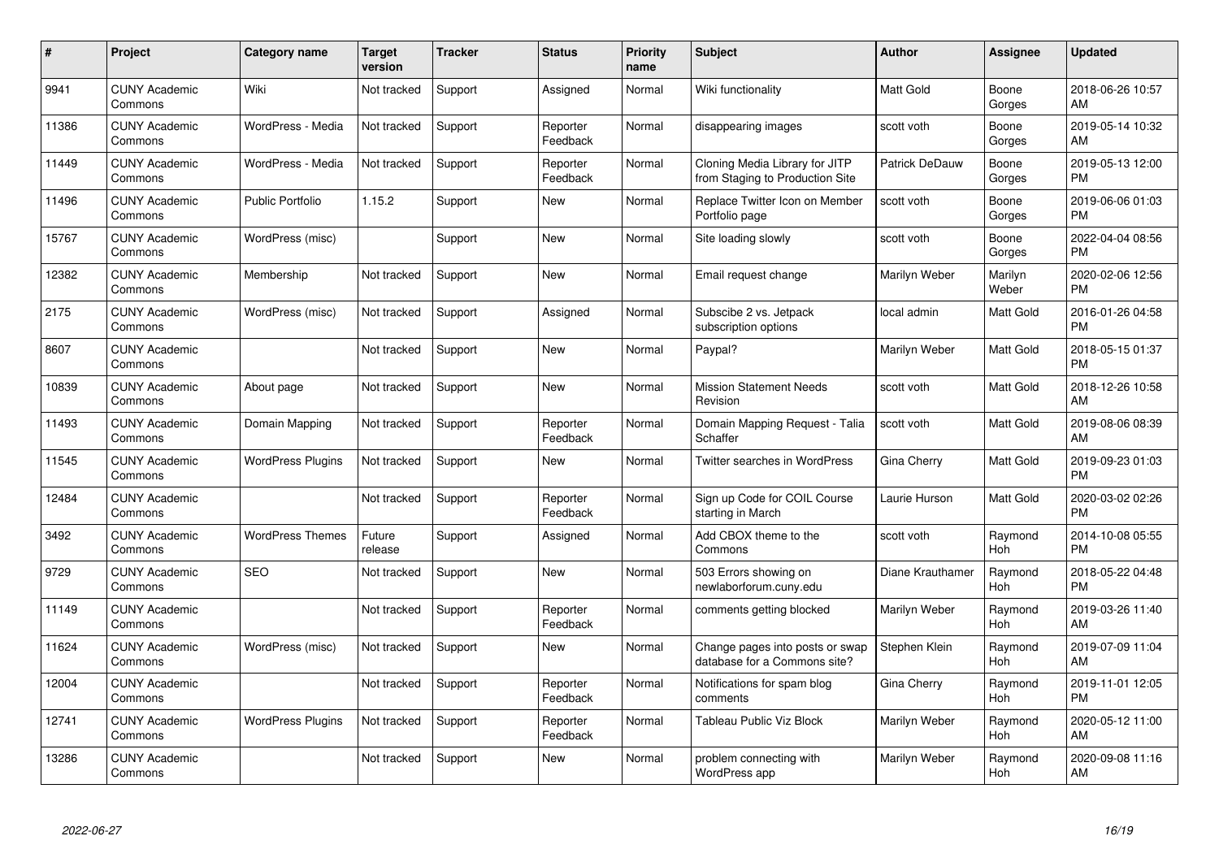| # | Project | Category name | Target version | Tracker | Status | Priority name | Subject | Author | Assignee | Updated |
|---|---|---|---|---|---|---|---|---|---|---|
| 9941 | CUNY Academic Commons | Wiki | Not tracked | Support | Assigned | Normal | Wiki functionality | Matt Gold | Boone Gorges | 2018-06-26 10:57 AM |
| 11386 | CUNY Academic Commons | WordPress - Media | Not tracked | Support | Reporter Feedback | Normal | disappearing images | scott voth | Boone Gorges | 2019-05-14 10:32 AM |
| 11449 | CUNY Academic Commons | WordPress - Media | Not tracked | Support | Reporter Feedback | Normal | Cloning Media Library for JITP from Staging to Production Site | Patrick DeDauw | Boone Gorges | 2019-05-13 12:00 PM |
| 11496 | CUNY Academic Commons | Public Portfolio | 1.15.2 | Support | New | Normal | Replace Twitter Icon on Member Portfolio page | scott voth | Boone Gorges | 2019-06-06 01:03 PM |
| 15767 | CUNY Academic Commons | WordPress (misc) | | Support | New | Normal | Site loading slowly | scott voth | Boone Gorges | 2022-04-04 08:56 PM |
| 12382 | CUNY Academic Commons | Membership | Not tracked | Support | New | Normal | Email request change | Marilyn Weber | Marilyn Weber | 2020-02-06 12:56 PM |
| 2175 | CUNY Academic Commons | WordPress (misc) | Not tracked | Support | Assigned | Normal | Subscibe 2 vs. Jetpack subscription options | local admin | Matt Gold | 2016-01-26 04:58 PM |
| 8607 | CUNY Academic Commons | | Not tracked | Support | New | Normal | Paypal? | Marilyn Weber | Matt Gold | 2018-05-15 01:37 PM |
| 10839 | CUNY Academic Commons | About page | Not tracked | Support | New | Normal | Mission Statement Needs Revision | scott voth | Matt Gold | 2018-12-26 10:58 AM |
| 11493 | CUNY Academic Commons | Domain Mapping | Not tracked | Support | Reporter Feedback | Normal | Domain Mapping Request - Talia Schaffer | scott voth | Matt Gold | 2019-08-06 08:39 AM |
| 11545 | CUNY Academic Commons | WordPress Plugins | Not tracked | Support | New | Normal | Twitter searches in WordPress | Gina Cherry | Matt Gold | 2019-09-23 01:03 PM |
| 12484 | CUNY Academic Commons | | Not tracked | Support | Reporter Feedback | Normal | Sign up Code for COIL Course starting in March | Laurie Hurson | Matt Gold | 2020-03-02 02:26 PM |
| 3492 | CUNY Academic Commons | WordPress Themes | Future release | Support | Assigned | Normal | Add CBOX theme to the Commons | scott voth | Raymond Hoh | 2014-10-08 05:55 PM |
| 9729 | CUNY Academic Commons | SEO | Not tracked | Support | New | Normal | 503 Errors showing on newlaborforum.cuny.edu | Diane Krauthamer | Raymond Hoh | 2018-05-22 04:48 PM |
| 11149 | CUNY Academic Commons | | Not tracked | Support | Reporter Feedback | Normal | comments getting blocked | Marilyn Weber | Raymond Hoh | 2019-03-26 11:40 AM |
| 11624 | CUNY Academic Commons | WordPress (misc) | Not tracked | Support | New | Normal | Change pages into posts or swap database for a Commons site? | Stephen Klein | Raymond Hoh | 2019-07-09 11:04 AM |
| 12004 | CUNY Academic Commons | | Not tracked | Support | Reporter Feedback | Normal | Notifications for spam blog comments | Gina Cherry | Raymond Hoh | 2019-11-01 12:05 PM |
| 12741 | CUNY Academic Commons | WordPress Plugins | Not tracked | Support | Reporter Feedback | Normal | Tableau Public Viz Block | Marilyn Weber | Raymond Hoh | 2020-05-12 11:00 AM |
| 13286 | CUNY Academic Commons | | Not tracked | Support | New | Normal | problem connecting with WordPress app | Marilyn Weber | Raymond Hoh | 2020-09-08 11:16 AM |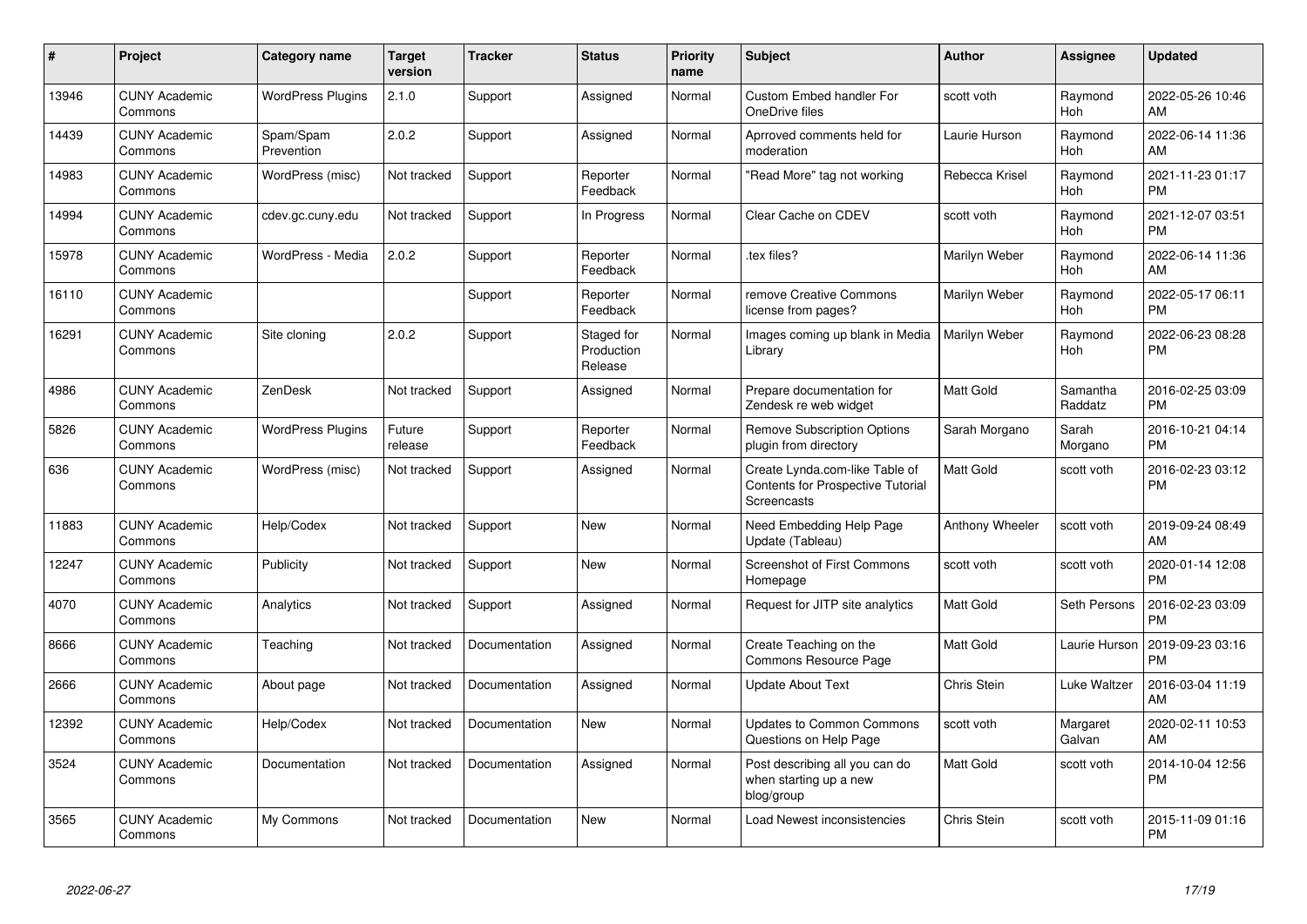| # | Project | Category name | Target version | Tracker | Status | Priority name | Subject | Author | Assignee | Updated |
|---|---|---|---|---|---|---|---|---|---|---|
| 13946 | CUNY Academic Commons | WordPress Plugins | 2.1.0 | Support | Assigned | Normal | Custom Embed handler For OneDrive files | scott voth | Raymond Hoh | 2022-05-26 10:46 AM |
| 14439 | CUNY Academic Commons | Spam/Spam Prevention | 2.0.2 | Support | Assigned | Normal | Aprroved comments held for moderation | Laurie Hurson | Raymond Hoh | 2022-06-14 11:36 AM |
| 14983 | CUNY Academic Commons | WordPress (misc) | Not tracked | Support | Reporter Feedback | Normal | "Read More" tag not working | Rebecca Krisel | Raymond Hoh | 2021-11-23 01:17 PM |
| 14994 | CUNY Academic Commons | cdev.gc.cuny.edu | Not tracked | Support | In Progress | Normal | Clear Cache on CDEV | scott voth | Raymond Hoh | 2021-12-07 03:51 PM |
| 15978 | CUNY Academic Commons | WordPress - Media | 2.0.2 | Support | Reporter Feedback | Normal | .tex files? | Marilyn Weber | Raymond Hoh | 2022-06-14 11:36 AM |
| 16110 | CUNY Academic Commons | | | Support | Reporter Feedback | Normal | remove Creative Commons license from pages? | Marilyn Weber | Raymond Hoh | 2022-05-17 06:11 PM |
| 16291 | CUNY Academic Commons | Site cloning | 2.0.2 | Support | Staged for Production Release | Normal | Images coming up blank in Media Library | Marilyn Weber | Raymond Hoh | 2022-06-23 08:28 PM |
| 4986 | CUNY Academic Commons | ZenDesk | Not tracked | Support | Assigned | Normal | Prepare documentation for Zendesk re web widget | Matt Gold | Samantha Raddatz | 2016-02-25 03:09 PM |
| 5826 | CUNY Academic Commons | WordPress Plugins | Future release | Support | Reporter Feedback | Normal | Remove Subscription Options plugin from directory | Sarah Morgano | Sarah Morgano | 2016-10-21 04:14 PM |
| 636 | CUNY Academic Commons | WordPress (misc) | Not tracked | Support | Assigned | Normal | Create Lynda.com-like Table of Contents for Prospective Tutorial Screencasts | Matt Gold | scott voth | 2016-02-23 03:12 PM |
| 11883 | CUNY Academic Commons | Help/Codex | Not tracked | Support | New | Normal | Need Embedding Help Page Update (Tableau) | Anthony Wheeler | scott voth | 2019-09-24 08:49 AM |
| 12247 | CUNY Academic Commons | Publicity | Not tracked | Support | New | Normal | Screenshot of First Commons Homepage | scott voth | scott voth | 2020-01-14 12:08 PM |
| 4070 | CUNY Academic Commons | Analytics | Not tracked | Support | Assigned | Normal | Request for JITP site analytics | Matt Gold | Seth Persons | 2016-02-23 03:09 PM |
| 8666 | CUNY Academic Commons | Teaching | Not tracked | Documentation | Assigned | Normal | Create Teaching on the Commons Resource Page | Matt Gold | Laurie Hurson | 2019-09-23 03:16 PM |
| 2666 | CUNY Academic Commons | About page | Not tracked | Documentation | Assigned | Normal | Update About Text | Chris Stein | Luke Waltzer | 2016-03-04 11:19 AM |
| 12392 | CUNY Academic Commons | Help/Codex | Not tracked | Documentation | New | Normal | Updates to Common Commons Questions on Help Page | scott voth | Margaret Galvan | 2020-02-11 10:53 AM |
| 3524 | CUNY Academic Commons | Documentation | Not tracked | Documentation | Assigned | Normal | Post describing all you can do when starting up a new blog/group | Matt Gold | scott voth | 2014-10-04 12:56 PM |
| 3565 | CUNY Academic Commons | My Commons | Not tracked | Documentation | New | Normal | Load Newest inconsistencies | Chris Stein | scott voth | 2015-11-09 01:16 PM |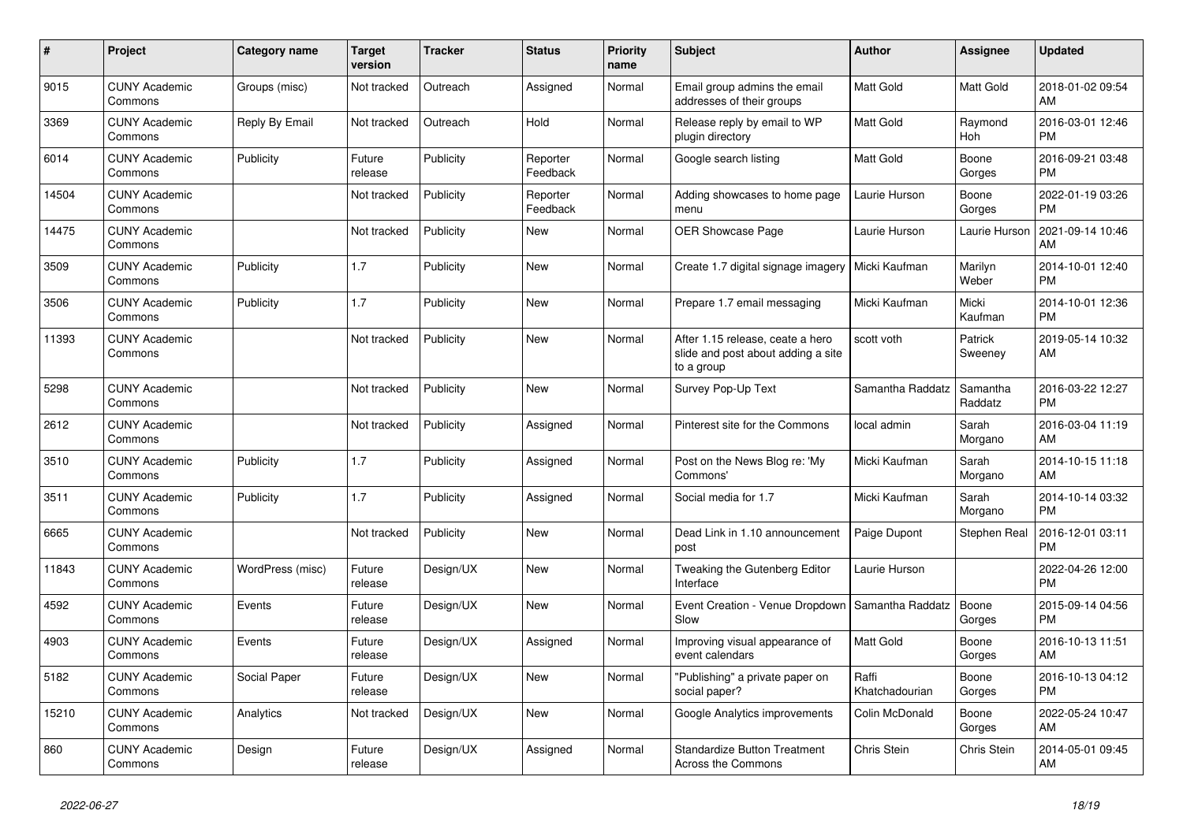| # | Project | Category name | Target version | Tracker | Status | Priority name | Subject | Author | Assignee | Updated |
|---|---|---|---|---|---|---|---|---|---|---|
| 9015 | CUNY Academic Commons | Groups (misc) | Not tracked | Outreach | Assigned | Normal | Email group admins the email addresses of their groups | Matt Gold | Matt Gold | 2018-01-02 09:54 AM |
| 3369 | CUNY Academic Commons | Reply By Email | Not tracked | Outreach | Hold | Normal | Release reply by email to WP plugin directory | Matt Gold | Raymond Hoh | 2016-03-01 12:46 PM |
| 6014 | CUNY Academic Commons | Publicity | Future release | Publicity | Reporter Feedback | Normal | Google search listing | Matt Gold | Boone Gorges | 2016-09-21 03:48 PM |
| 14504 | CUNY Academic Commons | | Not tracked | Publicity | Reporter Feedback | Normal | Adding showcases to home page menu | Laurie Hurson | Boone Gorges | 2022-01-19 03:26 PM |
| 14475 | CUNY Academic Commons | | Not tracked | Publicity | New | Normal | OER Showcase Page | Laurie Hurson | Laurie Hurson | 2021-09-14 10:46 AM |
| 3509 | CUNY Academic Commons | Publicity | 1.7 | Publicity | New | Normal | Create 1.7 digital signage imagery | Micki Kaufman | Marilyn Weber | 2014-10-01 12:40 PM |
| 3506 | CUNY Academic Commons | Publicity | 1.7 | Publicity | New | Normal | Prepare 1.7 email messaging | Micki Kaufman | Micki Kaufman | 2014-10-01 12:36 PM |
| 11393 | CUNY Academic Commons | | Not tracked | Publicity | New | Normal | After 1.15 release, ceate a hero slide and post about adding a site to a group | scott voth | Patrick Sweeney | 2019-05-14 10:32 AM |
| 5298 | CUNY Academic Commons | | Not tracked | Publicity | New | Normal | Survey Pop-Up Text | Samantha Raddatz | Samantha Raddatz | 2016-03-22 12:27 PM |
| 2612 | CUNY Academic Commons | | Not tracked | Publicity | Assigned | Normal | Pinterest site for the Commons | local admin | Sarah Morgano | 2016-03-04 11:19 AM |
| 3510 | CUNY Academic Commons | Publicity | 1.7 | Publicity | Assigned | Normal | Post on the News Blog re: 'My Commons' | Micki Kaufman | Sarah Morgano | 2014-10-15 11:18 AM |
| 3511 | CUNY Academic Commons | Publicity | 1.7 | Publicity | Assigned | Normal | Social media for 1.7 | Micki Kaufman | Sarah Morgano | 2014-10-14 03:32 PM |
| 6665 | CUNY Academic Commons | | Not tracked | Publicity | New | Normal | Dead Link in 1.10 announcement post | Paige Dupont | Stephen Real | 2016-12-01 03:11 PM |
| 11843 | CUNY Academic Commons | WordPress (misc) | Future release | Design/UX | New | Normal | Tweaking the Gutenberg Editor Interface | Laurie Hurson | | 2022-04-26 12:00 PM |
| 4592 | CUNY Academic Commons | Events | Future release | Design/UX | New | Normal | Event Creation - Venue Dropdown Slow | Samantha Raddatz | Boone Gorges | 2015-09-14 04:56 PM |
| 4903 | CUNY Academic Commons | Events | Future release | Design/UX | Assigned | Normal | Improving visual appearance of event calendars | Matt Gold | Boone Gorges | 2016-10-13 11:51 AM |
| 5182 | CUNY Academic Commons | Social Paper | Future release | Design/UX | New | Normal | "Publishing" a private paper on social paper? | Raffi Khatchadourian | Boone Gorges | 2016-10-13 04:12 PM |
| 15210 | CUNY Academic Commons | Analytics | Not tracked | Design/UX | New | Normal | Google Analytics improvements | Colin McDonald | Boone Gorges | 2022-05-24 10:47 AM |
| 860 | CUNY Academic Commons | Design | Future release | Design/UX | Assigned | Normal | Standardize Button Treatment Across the Commons | Chris Stein | Chris Stein | 2014-05-01 09:45 AM |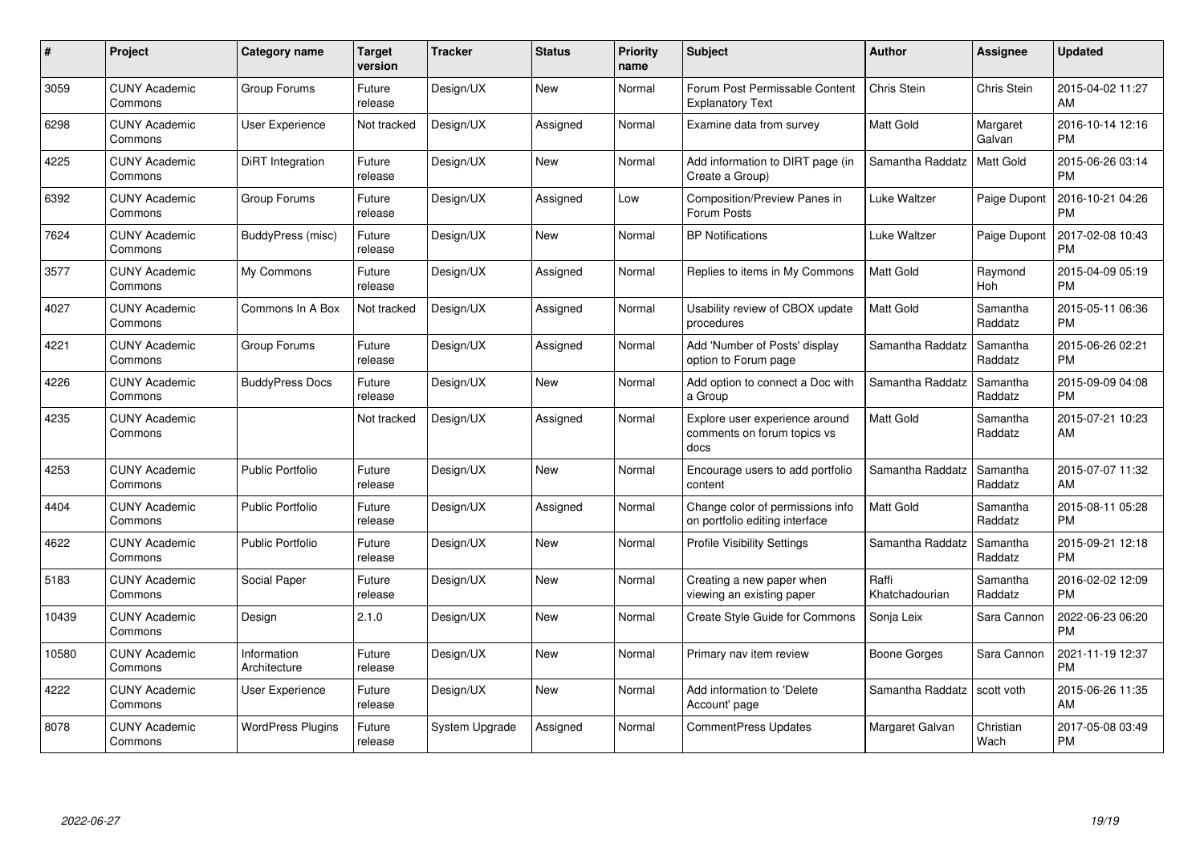| # | Project | Category name | Target version | Tracker | Status | Priority name | Subject | Author | Assignee | Updated |
|---|---|---|---|---|---|---|---|---|---|---|
| 3059 | CUNY Academic Commons | Group Forums | Future release | Design/UX | New | Normal | Forum Post Permissable Content Explanatory Text | Chris Stein | Chris Stein | 2015-04-02 11:27 AM |
| 6298 | CUNY Academic Commons | User Experience | Not tracked | Design/UX | Assigned | Normal | Examine data from survey | Matt Gold | Margaret Galvan | 2016-10-14 12:16 PM |
| 4225 | CUNY Academic Commons | DiRT Integration | Future release | Design/UX | New | Normal | Add information to DIRT page (in Create a Group) | Samantha Raddatz | Matt Gold | 2015-06-26 03:14 PM |
| 6392 | CUNY Academic Commons | Group Forums | Future release | Design/UX | Assigned | Low | Composition/Preview Panes in Forum Posts | Luke Waltzer | Paige Dupont | 2016-10-21 04:26 PM |
| 7624 | CUNY Academic Commons | BuddyPress (misc) | Future release | Design/UX | New | Normal | BP Notifications | Luke Waltzer | Paige Dupont | 2017-02-08 10:43 PM |
| 3577 | CUNY Academic Commons | My Commons | Future release | Design/UX | Assigned | Normal | Replies to items in My Commons | Matt Gold | Raymond Hoh | 2015-04-09 05:19 PM |
| 4027 | CUNY Academic Commons | Commons In A Box | Not tracked | Design/UX | Assigned | Normal | Usability review of CBOX update procedures | Matt Gold | Samantha Raddatz | 2015-05-11 06:36 PM |
| 4221 | CUNY Academic Commons | Group Forums | Future release | Design/UX | Assigned | Normal | Add 'Number of Posts' display option to Forum page | Samantha Raddatz | Samantha Raddatz | 2015-06-26 02:21 PM |
| 4226 | CUNY Academic Commons | BuddyPress Docs | Future release | Design/UX | New | Normal | Add option to connect a Doc with a Group | Samantha Raddatz | Samantha Raddatz | 2015-09-09 04:08 PM |
| 4235 | CUNY Academic Commons | | Not tracked | Design/UX | Assigned | Normal | Explore user experience around comments on forum topics vs docs | Matt Gold | Samantha Raddatz | 2015-07-21 10:23 AM |
| 4253 | CUNY Academic Commons | Public Portfolio | Future release | Design/UX | New | Normal | Encourage users to add portfolio content | Samantha Raddatz | Samantha Raddatz | 2015-07-07 11:32 AM |
| 4404 | CUNY Academic Commons | Public Portfolio | Future release | Design/UX | Assigned | Normal | Change color of permissions info on portfolio editing interface | Matt Gold | Samantha Raddatz | 2015-08-11 05:28 PM |
| 4622 | CUNY Academic Commons | Public Portfolio | Future release | Design/UX | New | Normal | Profile Visibility Settings | Samantha Raddatz | Samantha Raddatz | 2015-09-21 12:18 PM |
| 5183 | CUNY Academic Commons | Social Paper | Future release | Design/UX | New | Normal | Creating a new paper when viewing an existing paper | Raffi Khatchadourian | Samantha Raddatz | 2016-02-02 12:09 PM |
| 10439 | CUNY Academic Commons | Design | 2.1.0 | Design/UX | New | Normal | Create Style Guide for Commons | Sonja Leix | Sara Cannon | 2022-06-23 06:20 PM |
| 10580 | CUNY Academic Commons | Information Architecture | Future release | Design/UX | New | Normal | Primary nav item review | Boone Gorges | Sara Cannon | 2021-11-19 12:37 PM |
| 4222 | CUNY Academic Commons | User Experience | Future release | Design/UX | New | Normal | Add information to 'Delete Account' page | Samantha Raddatz | scott voth | 2015-06-26 11:35 AM |
| 8078 | CUNY Academic Commons | WordPress Plugins | Future release | System Upgrade | Assigned | Normal | CommentPress Updates | Margaret Galvan | Christian Wach | 2017-05-08 03:49 PM |